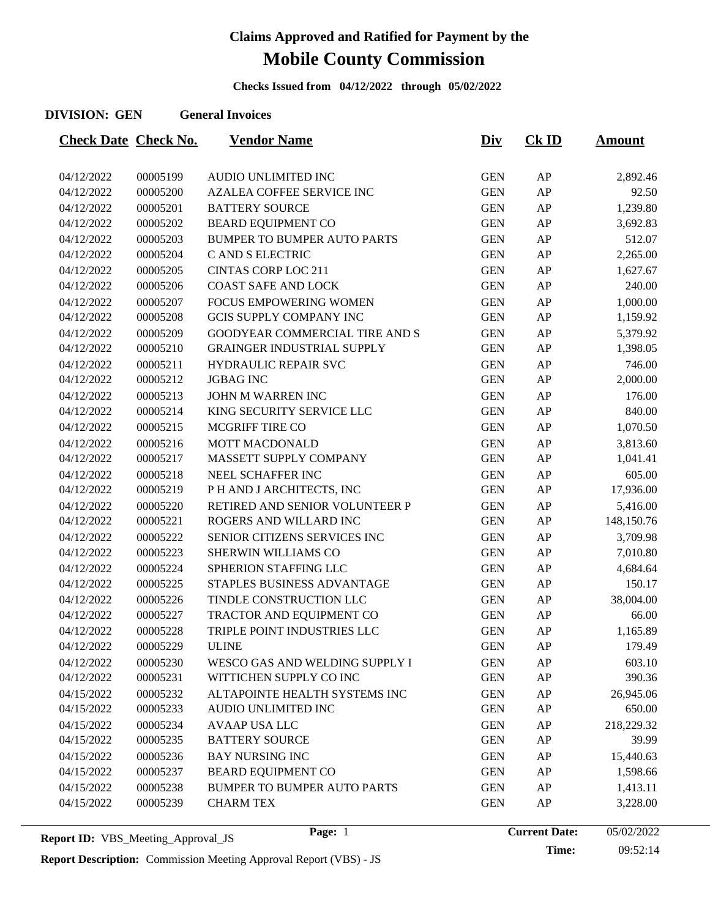# Claims Approved and Ratified for Payment by the

# Mobile County Commission

**Checks Issued from 04/12/2022 through 05/02/2022**

**DIVISION: GEN General Invoices**

| Check Date | Check No. | Vendor Name | Div | Ck ID | Amount |
|---|---|---|---|---|---|
| 04/12/2022 | 00005199 | AUDIO UNLIMITED INC | GEN | AP | 2,892.46 |
| 04/12/2022 | 00005200 | AZALEA COFFEE SERVICE INC | GEN | AP | 92.50 |
| 04/12/2022 | 00005201 | BATTERY SOURCE | GEN | AP | 1,239.80 |
| 04/12/2022 | 00005202 | BEARD EQUIPMENT CO | GEN | AP | 3,692.83 |
| 04/12/2022 | 00005203 | BUMPER TO BUMPER AUTO PARTS | GEN | AP | 512.07 |
| 04/12/2022 | 00005204 | C AND S ELECTRIC | GEN | AP | 2,265.00 |
| 04/12/2022 | 00005205 | CINTAS CORP LOC 211 | GEN | AP | 1,627.67 |
| 04/12/2022 | 00005206 | COAST SAFE AND LOCK | GEN | AP | 240.00 |
| 04/12/2022 | 00005207 | FOCUS EMPOWERING WOMEN | GEN | AP | 1,000.00 |
| 04/12/2022 | 00005208 | GCIS SUPPLY COMPANY INC | GEN | AP | 1,159.92 |
| 04/12/2022 | 00005209 | GOODYEAR COMMERCIAL TIRE AND S | GEN | AP | 5,379.92 |
| 04/12/2022 | 00005210 | GRAINGER INDUSTRIAL SUPPLY | GEN | AP | 1,398.05 |
| 04/12/2022 | 00005211 | HYDRAULIC REPAIR SVC | GEN | AP | 746.00 |
| 04/12/2022 | 00005212 | JGBAG INC | GEN | AP | 2,000.00 |
| 04/12/2022 | 00005213 | JOHN M WARREN INC | GEN | AP | 176.00 |
| 04/12/2022 | 00005214 | KING SECURITY SERVICE LLC | GEN | AP | 840.00 |
| 04/12/2022 | 00005215 | MCGRIFF TIRE CO | GEN | AP | 1,070.50 |
| 04/12/2022 | 00005216 | MOTT MACDONALD | GEN | AP | 3,813.60 |
| 04/12/2022 | 00005217 | MASSETT SUPPLY COMPANY | GEN | AP | 1,041.41 |
| 04/12/2022 | 00005218 | NEEL SCHAFFER INC | GEN | AP | 605.00 |
| 04/12/2022 | 00005219 | P H AND J ARCHITECTS, INC | GEN | AP | 17,936.00 |
| 04/12/2022 | 00005220 | RETIRED AND SENIOR VOLUNTEER P | GEN | AP | 5,416.00 |
| 04/12/2022 | 00005221 | ROGERS AND WILLARD INC | GEN | AP | 148,150.76 |
| 04/12/2022 | 00005222 | SENIOR CITIZENS SERVICES INC | GEN | AP | 3,709.98 |
| 04/12/2022 | 00005223 | SHERWIN WILLIAMS CO | GEN | AP | 7,010.80 |
| 04/12/2022 | 00005224 | SPHERION STAFFING LLC | GEN | AP | 4,684.64 |
| 04/12/2022 | 00005225 | STAPLES BUSINESS ADVANTAGE | GEN | AP | 150.17 |
| 04/12/2022 | 00005226 | TINDLE CONSTRUCTION LLC | GEN | AP | 38,004.00 |
| 04/12/2022 | 00005227 | TRACTOR AND EQUIPMENT CO | GEN | AP | 66.00 |
| 04/12/2022 | 00005228 | TRIPLE POINT INDUSTRIES LLC | GEN | AP | 1,165.89 |
| 04/12/2022 | 00005229 | ULINE | GEN | AP | 179.49 |
| 04/12/2022 | 00005230 | WESCO GAS AND WELDING SUPPLY I | GEN | AP | 603.10 |
| 04/12/2022 | 00005231 | WITTICHEN SUPPLY CO INC | GEN | AP | 390.36 |
| 04/15/2022 | 00005232 | ALTAPOINTE HEALTH SYSTEMS INC | GEN | AP | 26,945.06 |
| 04/15/2022 | 00005233 | AUDIO UNLIMITED INC | GEN | AP | 650.00 |
| 04/15/2022 | 00005234 | AVAAP USA LLC | GEN | AP | 218,229.32 |
| 04/15/2022 | 00005235 | BATTERY SOURCE | GEN | AP | 39.99 |
| 04/15/2022 | 00005236 | BAY NURSING INC | GEN | AP | 15,440.63 |
| 04/15/2022 | 00005237 | BEARD EQUIPMENT CO | GEN | AP | 1,598.66 |
| 04/15/2022 | 00005238 | BUMPER TO BUMPER AUTO PARTS | GEN | AP | 1,413.11 |
| 04/15/2022 | 00005239 | CHARM TEX | GEN | AP | 3,228.00 |

**Report ID:** VBS_Meeting_Approval_JS **Current Date:** 05/02/2022 **Time:** 09:52:14

**Report Description:** Commission Meeting Approval Report (VBS) - JS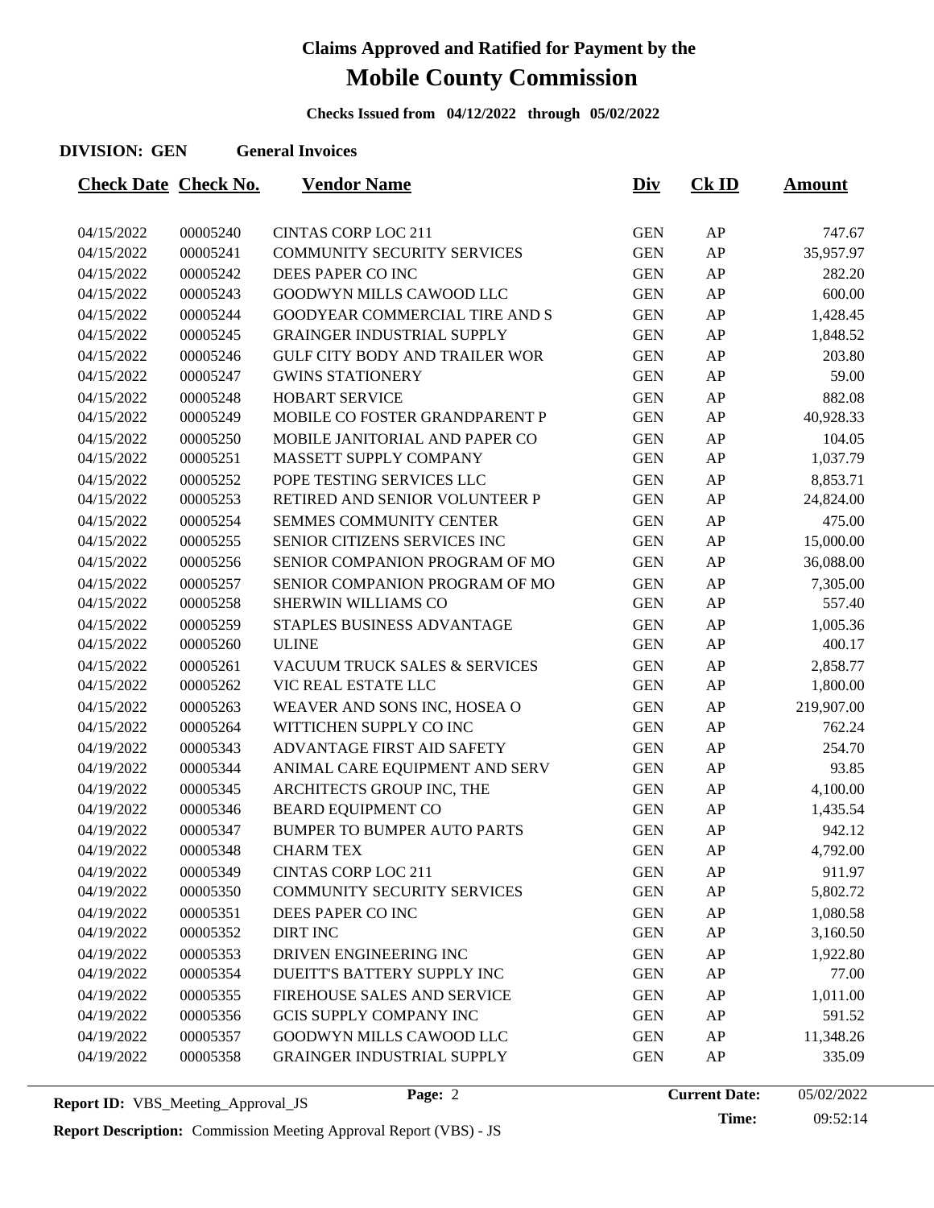# Claims Approved and Ratified for Payment by the

# Mobile County Commission

**Checks Issued from 04/12/2022 through 05/02/2022**

**DIVISION: GEN General Invoices**

| Check Date | Check No. | Vendor Name | Div | Ck ID | Amount |
|---|---|---|---|---|---|
| 04/15/2022 | 00005240 | CINTAS CORP LOC 211 | GEN | AP | 747.67 |
| 04/15/2022 | 00005241 | COMMUNITY SECURITY SERVICES | GEN | AP | 35,957.97 |
| 04/15/2022 | 00005242 | DEES PAPER CO INC | GEN | AP | 282.20 |
| 04/15/2022 | 00005243 | GOODWYN MILLS CAWOOD LLC | GEN | AP | 600.00 |
| 04/15/2022 | 00005244 | GOODYEAR COMMERCIAL TIRE AND S | GEN | AP | 1,428.45 |
| 04/15/2022 | 00005245 | GRAINGER INDUSTRIAL SUPPLY | GEN | AP | 1,848.52 |
| 04/15/2022 | 00005246 | GULF CITY BODY AND TRAILER WOR | GEN | AP | 203.80 |
| 04/15/2022 | 00005247 | GWINS STATIONERY | GEN | AP | 59.00 |
| 04/15/2022 | 00005248 | HOBART SERVICE | GEN | AP | 882.08 |
| 04/15/2022 | 00005249 | MOBILE CO FOSTER GRANDPARENT P | GEN | AP | 40,928.33 |
| 04/15/2022 | 00005250 | MOBILE JANITORIAL AND PAPER CO | GEN | AP | 104.05 |
| 04/15/2022 | 00005251 | MASSETT SUPPLY COMPANY | GEN | AP | 1,037.79 |
| 04/15/2022 | 00005252 | POPE TESTING SERVICES LLC | GEN | AP | 8,853.71 |
| 04/15/2022 | 00005253 | RETIRED AND SENIOR VOLUNTEER P | GEN | AP | 24,824.00 |
| 04/15/2022 | 00005254 | SEMMES COMMUNITY CENTER | GEN | AP | 475.00 |
| 04/15/2022 | 00005255 | SENIOR CITIZENS SERVICES INC | GEN | AP | 15,000.00 |
| 04/15/2022 | 00005256 | SENIOR COMPANION PROGRAM OF MO | GEN | AP | 36,088.00 |
| 04/15/2022 | 00005257 | SENIOR COMPANION PROGRAM OF MO | GEN | AP | 7,305.00 |
| 04/15/2022 | 00005258 | SHERWIN WILLIAMS CO | GEN | AP | 557.40 |
| 04/15/2022 | 00005259 | STAPLES BUSINESS ADVANTAGE | GEN | AP | 1,005.36 |
| 04/15/2022 | 00005260 | ULINE | GEN | AP | 400.17 |
| 04/15/2022 | 00005261 | VACUUM TRUCK SALES & SERVICES | GEN | AP | 2,858.77 |
| 04/15/2022 | 00005262 | VIC REAL ESTATE LLC | GEN | AP | 1,800.00 |
| 04/15/2022 | 00005263 | WEAVER AND SONS INC, HOSEA O | GEN | AP | 219,907.00 |
| 04/15/2022 | 00005264 | WITTICHEN SUPPLY CO INC | GEN | AP | 762.24 |
| 04/19/2022 | 00005343 | ADVANTAGE FIRST AID SAFETY | GEN | AP | 254.70 |
| 04/19/2022 | 00005344 | ANIMAL CARE EQUIPMENT AND SERV | GEN | AP | 93.85 |
| 04/19/2022 | 00005345 | ARCHITECTS GROUP INC, THE | GEN | AP | 4,100.00 |
| 04/19/2022 | 00005346 | BEARD EQUIPMENT CO | GEN | AP | 1,435.54 |
| 04/19/2022 | 00005347 | BUMPER TO BUMPER AUTO PARTS | GEN | AP | 942.12 |
| 04/19/2022 | 00005348 | CHARM TEX | GEN | AP | 4,792.00 |
| 04/19/2022 | 00005349 | CINTAS CORP LOC 211 | GEN | AP | 911.97 |
| 04/19/2022 | 00005350 | COMMUNITY SECURITY SERVICES | GEN | AP | 5,802.72 |
| 04/19/2022 | 00005351 | DEES PAPER CO INC | GEN | AP | 1,080.58 |
| 04/19/2022 | 00005352 | DIRT INC | GEN | AP | 3,160.50 |
| 04/19/2022 | 00005353 | DRIVEN ENGINEERING INC | GEN | AP | 1,922.80 |
| 04/19/2022 | 00005354 | DUEITT'S BATTERY SUPPLY INC | GEN | AP | 77.00 |
| 04/19/2022 | 00005355 | FIREHOUSE SALES AND SERVICE | GEN | AP | 1,011.00 |
| 04/19/2022 | 00005356 | GCIS SUPPLY COMPANY INC | GEN | AP | 591.52 |
| 04/19/2022 | 00005357 | GOODWYN MILLS CAWOOD LLC | GEN | AP | 11,348.26 |
| 04/19/2022 | 00005358 | GRAINGER INDUSTRIAL SUPPLY | GEN | AP | 335.09 |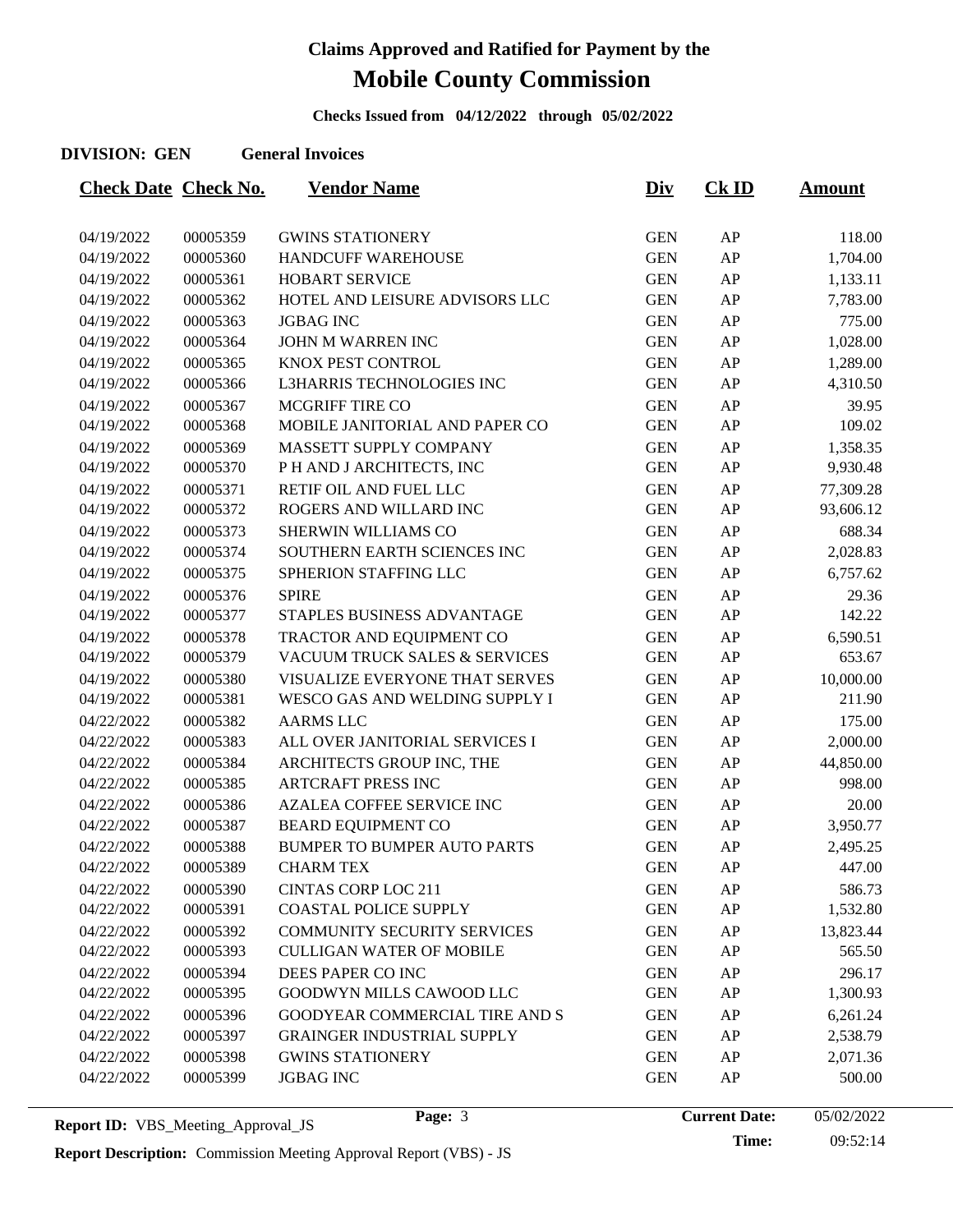# Claims Approved and Ratified for Payment by the

# Mobile County Commission

**Checks Issued from 04/12/2022 through 05/02/2022**

**DIVISION: GEN General Invoices**

| Check Date | Check No. | Vendor Name | Div | Ck ID | Amount |
|---|---|---|---|---|---|
| 04/19/2022 | 00005359 | GWINS STATIONERY | GEN | AP | 118.00 |
| 04/19/2022 | 00005360 | HANDCUFF WAREHOUSE | GEN | AP | 1,704.00 |
| 04/19/2022 | 00005361 | HOBART SERVICE | GEN | AP | 1,133.11 |
| 04/19/2022 | 00005362 | HOTEL AND LEISURE ADVISORS LLC | GEN | AP | 7,783.00 |
| 04/19/2022 | 00005363 | JGBAG INC | GEN | AP | 775.00 |
| 04/19/2022 | 00005364 | JOHN M WARREN INC | GEN | AP | 1,028.00 |
| 04/19/2022 | 00005365 | KNOX PEST CONTROL | GEN | AP | 1,289.00 |
| 04/19/2022 | 00005366 | L3HARRIS TECHNOLOGIES INC | GEN | AP | 4,310.50 |
| 04/19/2022 | 00005367 | MCGRIFF TIRE CO | GEN | AP | 39.95 |
| 04/19/2022 | 00005368 | MOBILE JANITORIAL AND PAPER CO | GEN | AP | 109.02 |
| 04/19/2022 | 00005369 | MASSETT SUPPLY COMPANY | GEN | AP | 1,358.35 |
| 04/19/2022 | 00005370 | P H AND J ARCHITECTS, INC | GEN | AP | 9,930.48 |
| 04/19/2022 | 00005371 | RETIF OIL AND FUEL LLC | GEN | AP | 77,309.28 |
| 04/19/2022 | 00005372 | ROGERS AND WILLARD INC | GEN | AP | 93,606.12 |
| 04/19/2022 | 00005373 | SHERWIN WILLIAMS CO | GEN | AP | 688.34 |
| 04/19/2022 | 00005374 | SOUTHERN EARTH SCIENCES INC | GEN | AP | 2,028.83 |
| 04/19/2022 | 00005375 | SPHERION STAFFING LLC | GEN | AP | 6,757.62 |
| 04/19/2022 | 00005376 | SPIRE | GEN | AP | 29.36 |
| 04/19/2022 | 00005377 | STAPLES BUSINESS ADVANTAGE | GEN | AP | 142.22 |
| 04/19/2022 | 00005378 | TRACTOR AND EQUIPMENT CO | GEN | AP | 6,590.51 |
| 04/19/2022 | 00005379 | VACUUM TRUCK SALES & SERVICES | GEN | AP | 653.67 |
| 04/19/2022 | 00005380 | VISUALIZE EVERYONE THAT SERVES | GEN | AP | 10,000.00 |
| 04/19/2022 | 00005381 | WESCO GAS AND WELDING SUPPLY I | GEN | AP | 211.90 |
| 04/22/2022 | 00005382 | AARMS LLC | GEN | AP | 175.00 |
| 04/22/2022 | 00005383 | ALL OVER JANITORIAL SERVICES I | GEN | AP | 2,000.00 |
| 04/22/2022 | 00005384 | ARCHITECTS GROUP INC, THE | GEN | AP | 44,850.00 |
| 04/22/2022 | 00005385 | ARTCRAFT PRESS INC | GEN | AP | 998.00 |
| 04/22/2022 | 00005386 | AZALEA COFFEE SERVICE INC | GEN | AP | 20.00 |
| 04/22/2022 | 00005387 | BEARD EQUIPMENT CO | GEN | AP | 3,950.77 |
| 04/22/2022 | 00005388 | BUMPER TO BUMPER AUTO PARTS | GEN | AP | 2,495.25 |
| 04/22/2022 | 00005389 | CHARM TEX | GEN | AP | 447.00 |
| 04/22/2022 | 00005390 | CINTAS CORP LOC 211 | GEN | AP | 586.73 |
| 04/22/2022 | 00005391 | COASTAL POLICE SUPPLY | GEN | AP | 1,532.80 |
| 04/22/2022 | 00005392 | COMMUNITY SECURITY SERVICES | GEN | AP | 13,823.44 |
| 04/22/2022 | 00005393 | CULLIGAN WATER OF MOBILE | GEN | AP | 565.50 |
| 04/22/2022 | 00005394 | DEES PAPER CO INC | GEN | AP | 296.17 |
| 04/22/2022 | 00005395 | GOODWYN MILLS CAWOOD LLC | GEN | AP | 1,300.93 |
| 04/22/2022 | 00005396 | GOODYEAR COMMERCIAL TIRE AND S | GEN | AP | 6,261.24 |
| 04/22/2022 | 00005397 | GRAINGER INDUSTRIAL SUPPLY | GEN | AP | 2,538.79 |
| 04/22/2022 | 00005398 | GWINS STATIONERY | GEN | AP | 2,071.36 |
| 04/22/2022 | 00005399 | JGBAG INC | GEN | AP | 500.00 |

**Report ID:** VBS_Meeting_Approval_JS

**Current Date:** 05/02/2022
**Time:** 09:52:14

**Report Description:** Commission Meeting Approval Report (VBS) - JS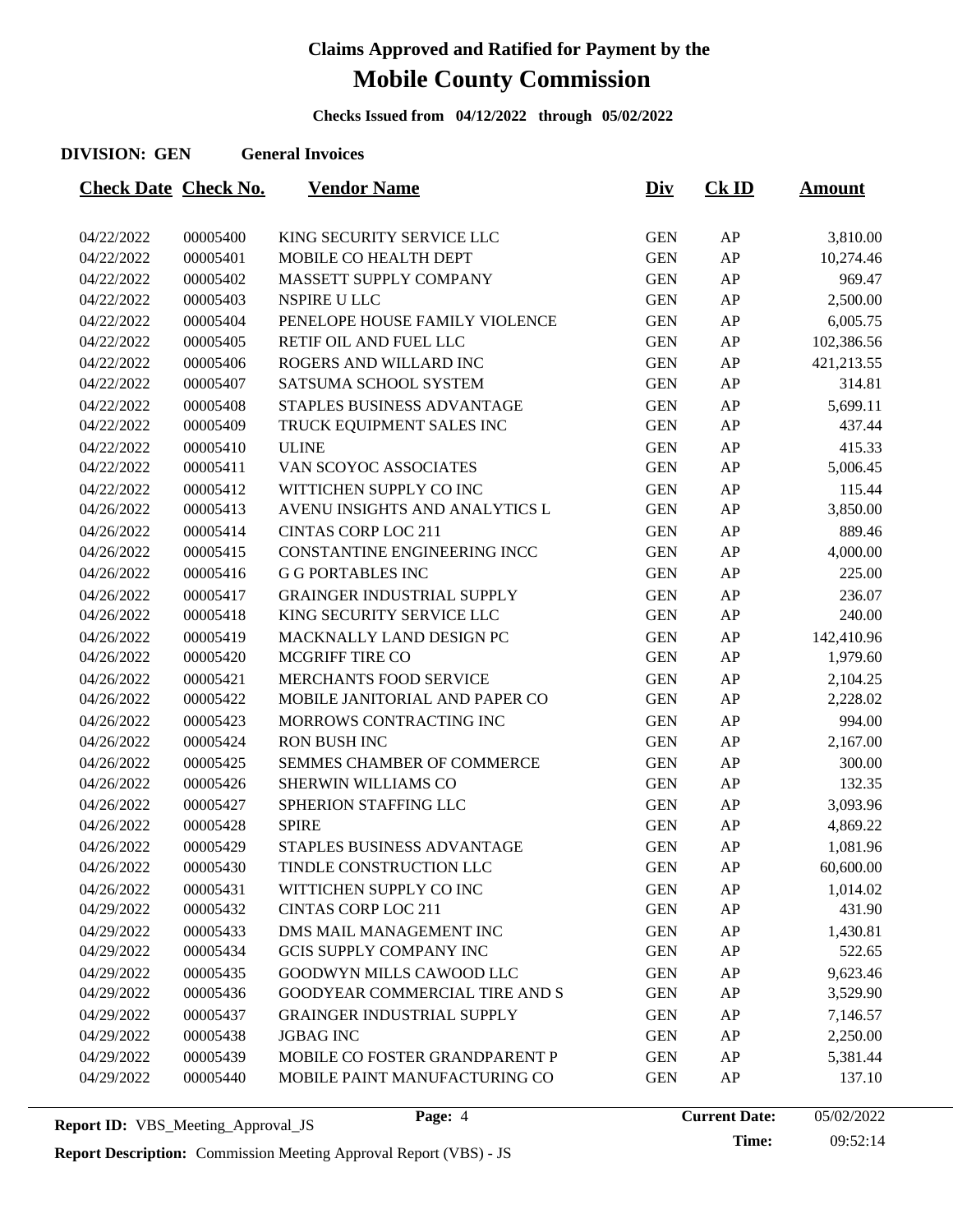# Claims Approved and Ratified for Payment by the

# Mobile County Commission

**Checks Issued from 04/12/2022 through 05/02/2022**

**DIVISION: GEN** **General Invoices**

| Check Date | Check No. | Vendor Name | Div | Ck ID | Amount |
|---|---|---|---|---|---|
| 04/22/2022 | 00005400 | KING SECURITY SERVICE LLC | GEN | AP | 3,810.00 |
| 04/22/2022 | 00005401 | MOBILE CO HEALTH DEPT | GEN | AP | 10,274.46 |
| 04/22/2022 | 00005402 | MASSETT SUPPLY COMPANY | GEN | AP | 969.47 |
| 04/22/2022 | 00005403 | NSPIRE U LLC | GEN | AP | 2,500.00 |
| 04/22/2022 | 00005404 | PENELOPE HOUSE FAMILY VIOLENCE | GEN | AP | 6,005.75 |
| 04/22/2022 | 00005405 | RETIF OIL AND FUEL LLC | GEN | AP | 102,386.56 |
| 04/22/2022 | 00005406 | ROGERS AND WILLARD INC | GEN | AP | 421,213.55 |
| 04/22/2022 | 00005407 | SATSUMA SCHOOL SYSTEM | GEN | AP | 314.81 |
| 04/22/2022 | 00005408 | STAPLES BUSINESS ADVANTAGE | GEN | AP | 5,699.11 |
| 04/22/2022 | 00005409 | TRUCK EQUIPMENT SALES INC | GEN | AP | 437.44 |
| 04/22/2022 | 00005410 | ULINE | GEN | AP | 415.33 |
| 04/22/2022 | 00005411 | VAN SCOYOC ASSOCIATES | GEN | AP | 5,006.45 |
| 04/22/2022 | 00005412 | WITTICHEN SUPPLY CO INC | GEN | AP | 115.44 |
| 04/26/2022 | 00005413 | AVENU INSIGHTS AND ANALYTICS L | GEN | AP | 3,850.00 |
| 04/26/2022 | 00005414 | CINTAS CORP LOC 211 | GEN | AP | 889.46 |
| 04/26/2022 | 00005415 | CONSTANTINE ENGINEERING INCC | GEN | AP | 4,000.00 |
| 04/26/2022 | 00005416 | G G PORTABLES INC | GEN | AP | 225.00 |
| 04/26/2022 | 00005417 | GRAINGER INDUSTRIAL SUPPLY | GEN | AP | 236.07 |
| 04/26/2022 | 00005418 | KING SECURITY SERVICE LLC | GEN | AP | 240.00 |
| 04/26/2022 | 00005419 | MACKNALLY LAND DESIGN PC | GEN | AP | 142,410.96 |
| 04/26/2022 | 00005420 | MCGRIFF TIRE CO | GEN | AP | 1,979.60 |
| 04/26/2022 | 00005421 | MERCHANTS FOOD SERVICE | GEN | AP | 2,104.25 |
| 04/26/2022 | 00005422 | MOBILE JANITORIAL AND PAPER CO | GEN | AP | 2,228.02 |
| 04/26/2022 | 00005423 | MORROWS CONTRACTING INC | GEN | AP | 994.00 |
| 04/26/2022 | 00005424 | RON BUSH INC | GEN | AP | 2,167.00 |
| 04/26/2022 | 00005425 | SEMMES CHAMBER OF COMMERCE | GEN | AP | 300.00 |
| 04/26/2022 | 00005426 | SHERWIN WILLIAMS CO | GEN | AP | 132.35 |
| 04/26/2022 | 00005427 | SPHERION STAFFING LLC | GEN | AP | 3,093.96 |
| 04/26/2022 | 00005428 | SPIRE | GEN | AP | 4,869.22 |
| 04/26/2022 | 00005429 | STAPLES BUSINESS ADVANTAGE | GEN | AP | 1,081.96 |
| 04/26/2022 | 00005430 | TINDLE CONSTRUCTION LLC | GEN | AP | 60,600.00 |
| 04/26/2022 | 00005431 | WITTICHEN SUPPLY CO INC | GEN | AP | 1,014.02 |
| 04/29/2022 | 00005432 | CINTAS CORP LOC 211 | GEN | AP | 431.90 |
| 04/29/2022 | 00005433 | DMS MAIL MANAGEMENT INC | GEN | AP | 1,430.81 |
| 04/29/2022 | 00005434 | GCIS SUPPLY COMPANY INC | GEN | AP | 522.65 |
| 04/29/2022 | 00005435 | GOODWYN MILLS CAWOOD LLC | GEN | AP | 9,623.46 |
| 04/29/2022 | 00005436 | GOODYEAR COMMERCIAL TIRE AND S | GEN | AP | 3,529.90 |
| 04/29/2022 | 00005437 | GRAINGER INDUSTRIAL SUPPLY | GEN | AP | 7,146.57 |
| 04/29/2022 | 00005438 | JGBAG INC | GEN | AP | 2,250.00 |
| 04/29/2022 | 00005439 | MOBILE CO FOSTER GRANDPARENT P | GEN | AP | 5,381.44 |
| 04/29/2022 | 00005440 | MOBILE PAINT MANUFACTURING CO | GEN | AP | 137.10 |

**Report ID:** VBS_Meeting_Approval_JS

**Current Date:** 05/02/2022

**Time:** 09:52:14

**Report Description:** Commission Meeting Approval Report (VBS) - JS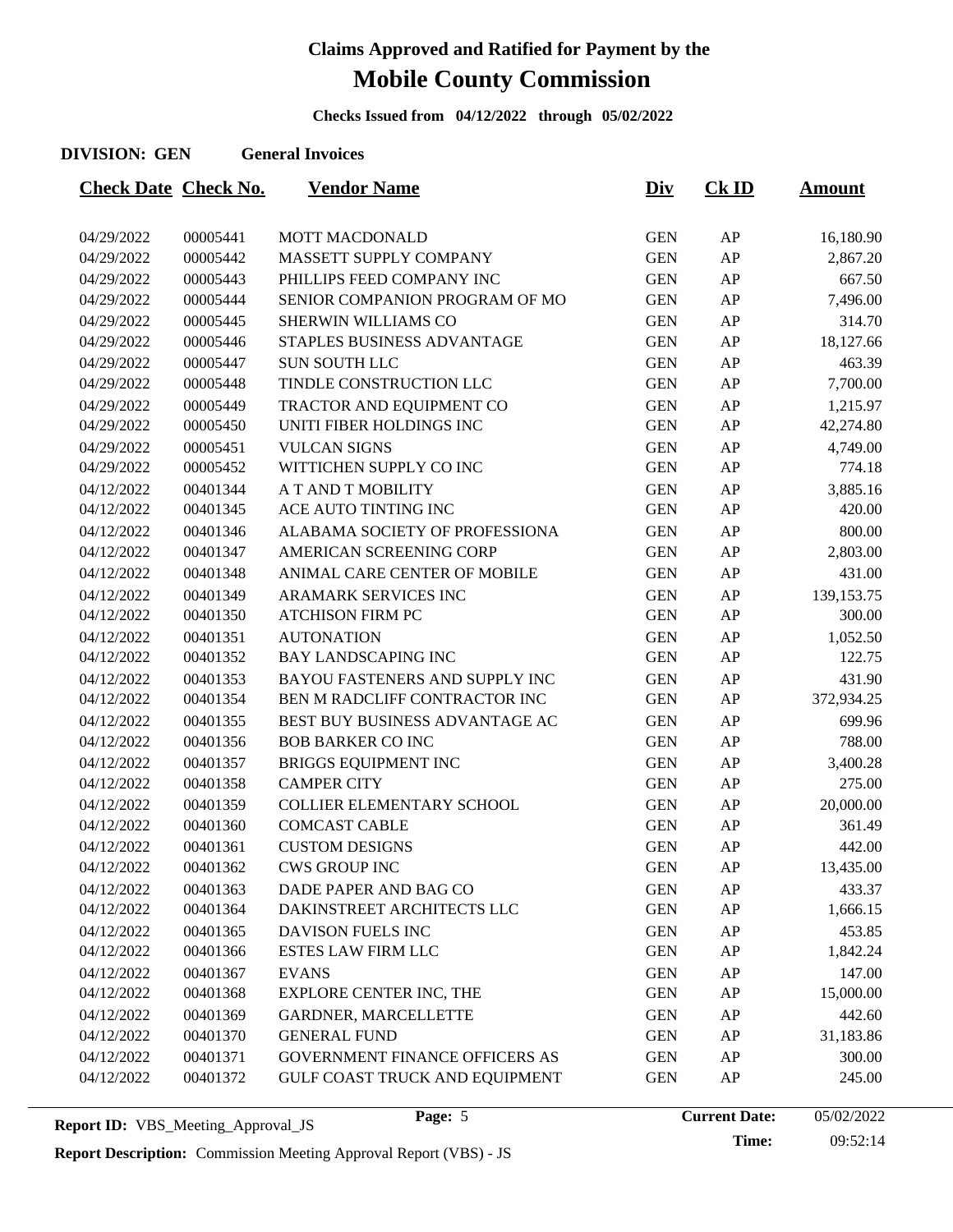# Claims Approved and Ratified for Payment by the

# Mobile County Commission

**Checks Issued from 04/12/2022 through 05/02/2022**

**DIVISION: GEN** **General Invoices**

| Check Date | Check No. | Vendor Name | Div | Ck ID | Amount |
|---|---|---|---|---|---|
| 04/29/2022 | 00005441 | MOTT MACDONALD | GEN | AP | 16,180.90 |
| 04/29/2022 | 00005442 | MASSETT SUPPLY COMPANY | GEN | AP | 2,867.20 |
| 04/29/2022 | 00005443 | PHILLIPS FEED COMPANY INC | GEN | AP | 667.50 |
| 04/29/2022 | 00005444 | SENIOR COMPANION PROGRAM OF MO | GEN | AP | 7,496.00 |
| 04/29/2022 | 00005445 | SHERWIN WILLIAMS CO | GEN | AP | 314.70 |
| 04/29/2022 | 00005446 | STAPLES BUSINESS ADVANTAGE | GEN | AP | 18,127.66 |
| 04/29/2022 | 00005447 | SUN SOUTH LLC | GEN | AP | 463.39 |
| 04/29/2022 | 00005448 | TINDLE CONSTRUCTION LLC | GEN | AP | 7,700.00 |
| 04/29/2022 | 00005449 | TRACTOR AND EQUIPMENT CO | GEN | AP | 1,215.97 |
| 04/29/2022 | 00005450 | UNITI FIBER HOLDINGS INC | GEN | AP | 42,274.80 |
| 04/29/2022 | 00005451 | VULCAN SIGNS | GEN | AP | 4,749.00 |
| 04/29/2022 | 00005452 | WITTICHEN SUPPLY CO INC | GEN | AP | 774.18 |
| 04/12/2022 | 00401344 | A T AND T MOBILITY | GEN | AP | 3,885.16 |
| 04/12/2022 | 00401345 | ACE AUTO TINTING INC | GEN | AP | 420.00 |
| 04/12/2022 | 00401346 | ALABAMA SOCIETY OF PROFESSIONA | GEN | AP | 800.00 |
| 04/12/2022 | 00401347 | AMERICAN SCREENING CORP | GEN | AP | 2,803.00 |
| 04/12/2022 | 00401348 | ANIMAL CARE CENTER OF MOBILE | GEN | AP | 431.00 |
| 04/12/2022 | 00401349 | ARAMARK SERVICES INC | GEN | AP | 139,153.75 |
| 04/12/2022 | 00401350 | ATCHISON FIRM PC | GEN | AP | 300.00 |
| 04/12/2022 | 00401351 | AUTONATION | GEN | AP | 1,052.50 |
| 04/12/2022 | 00401352 | BAY LANDSCAPING INC | GEN | AP | 122.75 |
| 04/12/2022 | 00401353 | BAYOU FASTENERS AND SUPPLY INC | GEN | AP | 431.90 |
| 04/12/2022 | 00401354 | BEN M RADCLIFF CONTRACTOR INC | GEN | AP | 372,934.25 |
| 04/12/2022 | 00401355 | BEST BUY BUSINESS ADVANTAGE AC | GEN | AP | 699.96 |
| 04/12/2022 | 00401356 | BOB BARKER CO INC | GEN | AP | 788.00 |
| 04/12/2022 | 00401357 | BRIGGS EQUIPMENT INC | GEN | AP | 3,400.28 |
| 04/12/2022 | 00401358 | CAMPER CITY | GEN | AP | 275.00 |
| 04/12/2022 | 00401359 | COLLIER ELEMENTARY SCHOOL | GEN | AP | 20,000.00 |
| 04/12/2022 | 00401360 | COMCAST CABLE | GEN | AP | 361.49 |
| 04/12/2022 | 00401361 | CUSTOM DESIGNS | GEN | AP | 442.00 |
| 04/12/2022 | 00401362 | CWS GROUP INC | GEN | AP | 13,435.00 |
| 04/12/2022 | 00401363 | DADE PAPER AND BAG CO | GEN | AP | 433.37 |
| 04/12/2022 | 00401364 | DAKINSTREET ARCHITECTS LLC | GEN | AP | 1,666.15 |
| 04/12/2022 | 00401365 | DAVISON FUELS INC | GEN | AP | 453.85 |
| 04/12/2022 | 00401366 | ESTES LAW FIRM LLC | GEN | AP | 1,842.24 |
| 04/12/2022 | 00401367 | EVANS | GEN | AP | 147.00 |
| 04/12/2022 | 00401368 | EXPLORE CENTER INC, THE | GEN | AP | 15,000.00 |
| 04/12/2022 | 00401369 | GARDNER, MARCELLETTE | GEN | AP | 442.60 |
| 04/12/2022 | 00401370 | GENERAL FUND | GEN | AP | 31,183.86 |
| 04/12/2022 | 00401371 | GOVERNMENT FINANCE OFFICERS AS | GEN | AP | 300.00 |
| 04/12/2022 | 00401372 | GULF COAST TRUCK AND EQUIPMENT | GEN | AP | 245.00 |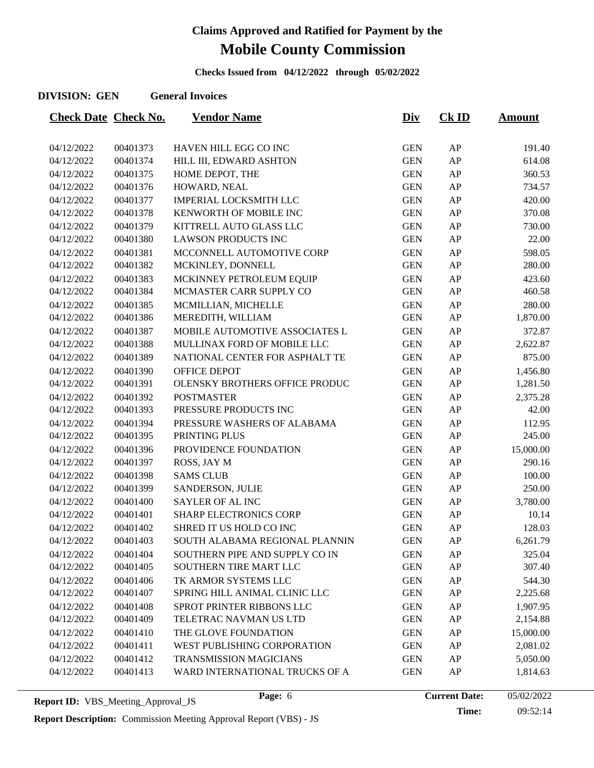# Claims Approved and Ratified for Payment by the

# Mobile County Commission

**Checks Issued from 04/12/2022 through 05/02/2022**

**DIVISION: GEN General Invoices**

| Check Date | Check No. | Vendor Name | Div | Ck ID | Amount |
|---|---|---|---|---|---|
| 04/12/2022 | 00401373 | HAVEN HILL EGG CO INC | GEN | AP | 191.40 |
| 04/12/2022 | 00401374 | HILL III, EDWARD ASHTON | GEN | AP | 614.08 |
| 04/12/2022 | 00401375 | HOME DEPOT, THE | GEN | AP | 360.53 |
| 04/12/2022 | 00401376 | HOWARD, NEAL | GEN | AP | 734.57 |
| 04/12/2022 | 00401377 | IMPERIAL LOCKSMITH LLC | GEN | AP | 420.00 |
| 04/12/2022 | 00401378 | KENWORTH OF MOBILE INC | GEN | AP | 370.08 |
| 04/12/2022 | 00401379 | KITTRELL AUTO GLASS LLC | GEN | AP | 730.00 |
| 04/12/2022 | 00401380 | LAWSON PRODUCTS INC | GEN | AP | 22.00 |
| 04/12/2022 | 00401381 | MCCONNELL AUTOMOTIVE CORP | GEN | AP | 598.05 |
| 04/12/2022 | 00401382 | MCKINLEY, DONNELL | GEN | AP | 280.00 |
| 04/12/2022 | 00401383 | MCKINNEY PETROLEUM EQUIP | GEN | AP | 423.60 |
| 04/12/2022 | 00401384 | MCMASTER CARR SUPPLY CO | GEN | AP | 460.58 |
| 04/12/2022 | 00401385 | MCMILLIAN, MICHELLE | GEN | AP | 280.00 |
| 04/12/2022 | 00401386 | MEREDITH, WILLIAM | GEN | AP | 1,870.00 |
| 04/12/2022 | 00401387 | MOBILE AUTOMOTIVE ASSOCIATES L | GEN | AP | 372.87 |
| 04/12/2022 | 00401388 | MULLINAX FORD OF MOBILE LLC | GEN | AP | 2,622.87 |
| 04/12/2022 | 00401389 | NATIONAL CENTER FOR ASPHALT TE | GEN | AP | 875.00 |
| 04/12/2022 | 00401390 | OFFICE DEPOT | GEN | AP | 1,456.80 |
| 04/12/2022 | 00401391 | OLENSKY BROTHERS OFFICE PRODUC | GEN | AP | 1,281.50 |
| 04/12/2022 | 00401392 | POSTMASTER | GEN | AP | 2,375.28 |
| 04/12/2022 | 00401393 | PRESSURE PRODUCTS INC | GEN | AP | 42.00 |
| 04/12/2022 | 00401394 | PRESSURE WASHERS OF ALABAMA | GEN | AP | 112.95 |
| 04/12/2022 | 00401395 | PRINTING PLUS | GEN | AP | 245.00 |
| 04/12/2022 | 00401396 | PROVIDENCE FOUNDATION | GEN | AP | 15,000.00 |
| 04/12/2022 | 00401397 | ROSS, JAY M | GEN | AP | 290.16 |
| 04/12/2022 | 00401398 | SAMS CLUB | GEN | AP | 100.00 |
| 04/12/2022 | 00401399 | SANDERSON, JULIE | GEN | AP | 250.00 |
| 04/12/2022 | 00401400 | SAYLER OF AL INC | GEN | AP | 3,780.00 |
| 04/12/2022 | 00401401 | SHARP ELECTRONICS CORP | GEN | AP | 10.14 |
| 04/12/2022 | 00401402 | SHRED IT US HOLD CO INC | GEN | AP | 128.03 |
| 04/12/2022 | 00401403 | SOUTH ALABAMA REGIONAL PLANNIN | GEN | AP | 6,261.79 |
| 04/12/2022 | 00401404 | SOUTHERN PIPE AND SUPPLY CO IN | GEN | AP | 325.04 |
| 04/12/2022 | 00401405 | SOUTHERN TIRE MART LLC | GEN | AP | 307.40 |
| 04/12/2022 | 00401406 | TK ARMOR SYSTEMS LLC | GEN | AP | 544.30 |
| 04/12/2022 | 00401407 | SPRING HILL ANIMAL CLINIC LLC | GEN | AP | 2,225.68 |
| 04/12/2022 | 00401408 | SPROT PRINTER RIBBONS LLC | GEN | AP | 1,907.95 |
| 04/12/2022 | 00401409 | TELETRAC NAVMAN US LTD | GEN | AP | 2,154.88 |
| 04/12/2022 | 00401410 | THE GLOVE FOUNDATION | GEN | AP | 15,000.00 |
| 04/12/2022 | 00401411 | WEST PUBLISHING CORPORATION | GEN | AP | 2,081.02 |
| 04/12/2022 | 00401412 | TRANSMISSION MAGICIANS | GEN | AP | 5,050.00 |
| 04/12/2022 | 00401413 | WARD INTERNATIONAL TRUCKS OF A | GEN | AP | 1,814.63 |

**Report ID:** VBS_Meeting_Approval_JS **Current Date:** 05/02/2022 **Time:** 09:52:14

**Report Description:** Commission Meeting Approval Report (VBS) - JS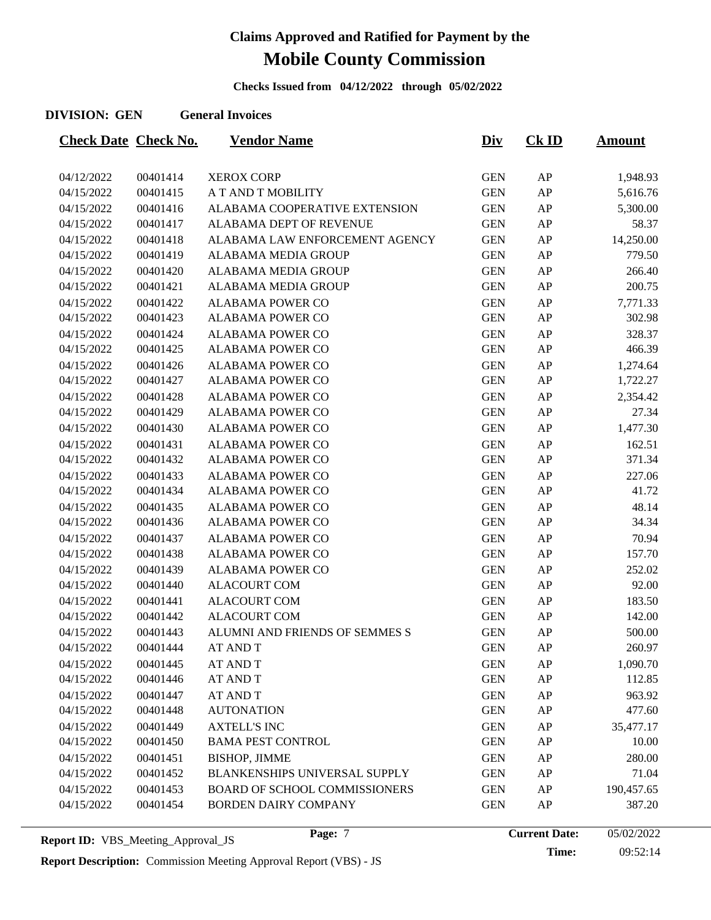# Claims Approved and Ratified for Payment by the

# Mobile County Commission

**Checks Issued from 04/12/2022 through 05/02/2022**

**DIVISION: GEN** **General Invoices**

| Check Date | Check No. | Vendor Name | Div | Ck ID | Amount |
|---|---|---|---|---|---|
| 04/12/2022 | 00401414 | XEROX CORP | GEN | AP | 1,948.93 |
| 04/15/2022 | 00401415 | A T AND T MOBILITY | GEN | AP | 5,616.76 |
| 04/15/2022 | 00401416 | ALABAMA COOPERATIVE EXTENSION | GEN | AP | 5,300.00 |
| 04/15/2022 | 00401417 | ALABAMA DEPT OF REVENUE | GEN | AP | 58.37 |
| 04/15/2022 | 00401418 | ALABAMA LAW ENFORCEMENT AGENCY | GEN | AP | 14,250.00 |
| 04/15/2022 | 00401419 | ALABAMA MEDIA GROUP | GEN | AP | 779.50 |
| 04/15/2022 | 00401420 | ALABAMA MEDIA GROUP | GEN | AP | 266.40 |
| 04/15/2022 | 00401421 | ALABAMA MEDIA GROUP | GEN | AP | 200.75 |
| 04/15/2022 | 00401422 | ALABAMA POWER CO | GEN | AP | 7,771.33 |
| 04/15/2022 | 00401423 | ALABAMA POWER CO | GEN | AP | 302.98 |
| 04/15/2022 | 00401424 | ALABAMA POWER CO | GEN | AP | 328.37 |
| 04/15/2022 | 00401425 | ALABAMA POWER CO | GEN | AP | 466.39 |
| 04/15/2022 | 00401426 | ALABAMA POWER CO | GEN | AP | 1,274.64 |
| 04/15/2022 | 00401427 | ALABAMA POWER CO | GEN | AP | 1,722.27 |
| 04/15/2022 | 00401428 | ALABAMA POWER CO | GEN | AP | 2,354.42 |
| 04/15/2022 | 00401429 | ALABAMA POWER CO | GEN | AP | 27.34 |
| 04/15/2022 | 00401430 | ALABAMA POWER CO | GEN | AP | 1,477.30 |
| 04/15/2022 | 00401431 | ALABAMA POWER CO | GEN | AP | 162.51 |
| 04/15/2022 | 00401432 | ALABAMA POWER CO | GEN | AP | 371.34 |
| 04/15/2022 | 00401433 | ALABAMA POWER CO | GEN | AP | 227.06 |
| 04/15/2022 | 00401434 | ALABAMA POWER CO | GEN | AP | 41.72 |
| 04/15/2022 | 00401435 | ALABAMA POWER CO | GEN | AP | 48.14 |
| 04/15/2022 | 00401436 | ALABAMA POWER CO | GEN | AP | 34.34 |
| 04/15/2022 | 00401437 | ALABAMA POWER CO | GEN | AP | 70.94 |
| 04/15/2022 | 00401438 | ALABAMA POWER CO | GEN | AP | 157.70 |
| 04/15/2022 | 00401439 | ALABAMA POWER CO | GEN | AP | 252.02 |
| 04/15/2022 | 00401440 | ALACOURT COM | GEN | AP | 92.00 |
| 04/15/2022 | 00401441 | ALACOURT COM | GEN | AP | 183.50 |
| 04/15/2022 | 00401442 | ALACOURT COM | GEN | AP | 142.00 |
| 04/15/2022 | 00401443 | ALUMNI AND FRIENDS OF SEMMES S | GEN | AP | 500.00 |
| 04/15/2022 | 00401444 | AT AND T | GEN | AP | 260.97 |
| 04/15/2022 | 00401445 | AT AND T | GEN | AP | 1,090.70 |
| 04/15/2022 | 00401446 | AT AND T | GEN | AP | 112.85 |
| 04/15/2022 | 00401447 | AT AND T | GEN | AP | 963.92 |
| 04/15/2022 | 00401448 | AUTONATION | GEN | AP | 477.60 |
| 04/15/2022 | 00401449 | AXTELL'S INC | GEN | AP | 35,477.17 |
| 04/15/2022 | 00401450 | BAMA PEST CONTROL | GEN | AP | 10.00 |
| 04/15/2022 | 00401451 | BISHOP, JIMME | GEN | AP | 280.00 |
| 04/15/2022 | 00401452 | BLANKENSHIPS UNIVERSAL SUPPLY | GEN | AP | 71.04 |
| 04/15/2022 | 00401453 | BOARD OF SCHOOL COMMISSIONERS | GEN | AP | 190,457.65 |
| 04/15/2022 | 00401454 | BORDEN DAIRY COMPANY | GEN | AP | 387.20 |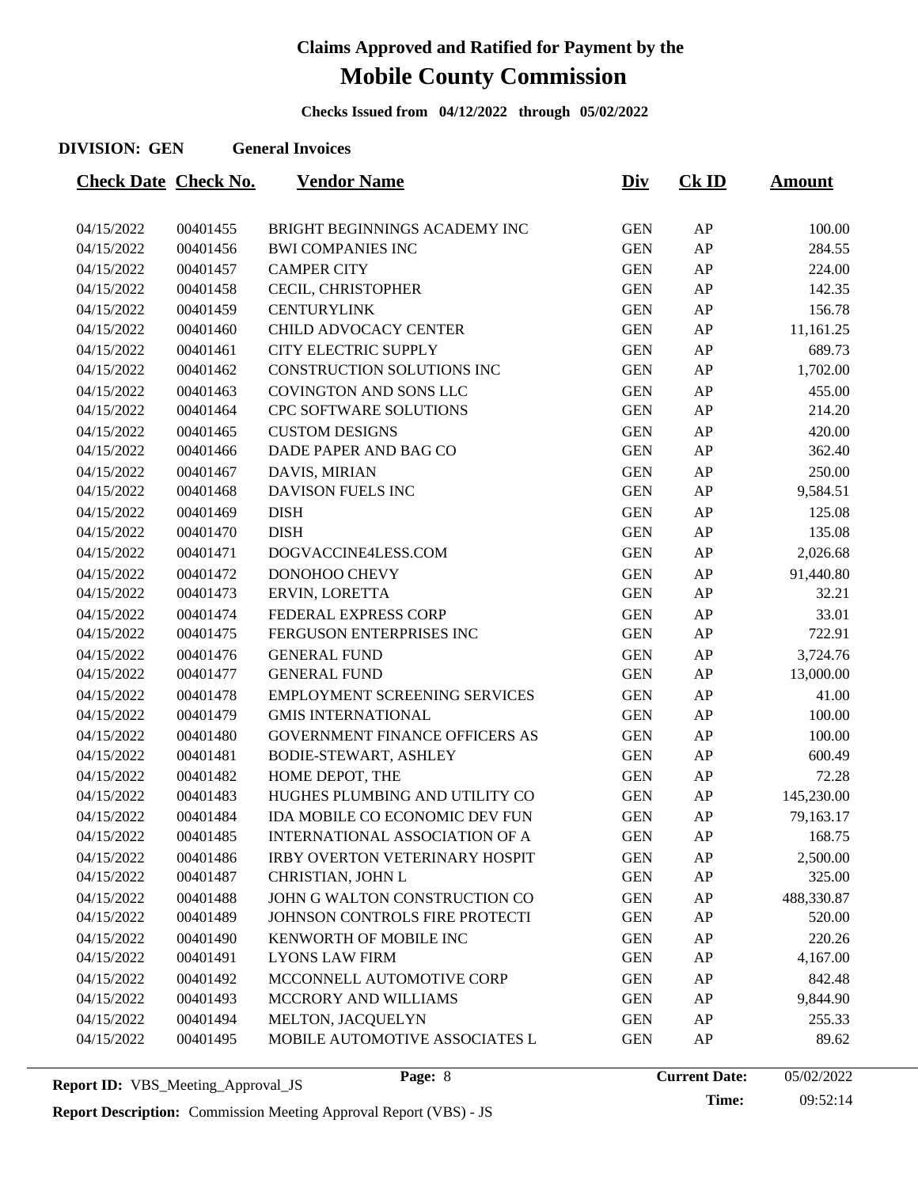# Claims Approved and Ratified for Payment by the

# Mobile County Commission

**Checks Issued from 04/12/2022 through 05/02/2022**

**DIVISION: GEN** **General Invoices**

| Check Date | Check No. | Vendor Name | Div | Ck ID | Amount |
|---|---|---|---|---|---|
| 04/15/2022 | 00401455 | BRIGHT BEGINNINGS ACADEMY INC | GEN | AP | 100.00 |
| 04/15/2022 | 00401456 | BWI COMPANIES INC | GEN | AP | 284.55 |
| 04/15/2022 | 00401457 | CAMPER CITY | GEN | AP | 224.00 |
| 04/15/2022 | 00401458 | CECIL, CHRISTOPHER | GEN | AP | 142.35 |
| 04/15/2022 | 00401459 | CENTURYLINK | GEN | AP | 156.78 |
| 04/15/2022 | 00401460 | CHILD ADVOCACY CENTER | GEN | AP | 11,161.25 |
| 04/15/2022 | 00401461 | CITY ELECTRIC SUPPLY | GEN | AP | 689.73 |
| 04/15/2022 | 00401462 | CONSTRUCTION SOLUTIONS INC | GEN | AP | 1,702.00 |
| 04/15/2022 | 00401463 | COVINGTON AND SONS LLC | GEN | AP | 455.00 |
| 04/15/2022 | 00401464 | CPC SOFTWARE SOLUTIONS | GEN | AP | 214.20 |
| 04/15/2022 | 00401465 | CUSTOM DESIGNS | GEN | AP | 420.00 |
| 04/15/2022 | 00401466 | DADE PAPER AND BAG CO | GEN | AP | 362.40 |
| 04/15/2022 | 00401467 | DAVIS, MIRIAN | GEN | AP | 250.00 |
| 04/15/2022 | 00401468 | DAVISON FUELS INC | GEN | AP | 9,584.51 |
| 04/15/2022 | 00401469 | DISH | GEN | AP | 125.08 |
| 04/15/2022 | 00401470 | DISH | GEN | AP | 135.08 |
| 04/15/2022 | 00401471 | DOGVACCINE4LESS.COM | GEN | AP | 2,026.68 |
| 04/15/2022 | 00401472 | DONOHOO CHEVY | GEN | AP | 91,440.80 |
| 04/15/2022 | 00401473 | ERVIN, LORETTA | GEN | AP | 32.21 |
| 04/15/2022 | 00401474 | FEDERAL EXPRESS CORP | GEN | AP | 33.01 |
| 04/15/2022 | 00401475 | FERGUSON ENTERPRISES INC | GEN | AP | 722.91 |
| 04/15/2022 | 00401476 | GENERAL FUND | GEN | AP | 3,724.76 |
| 04/15/2022 | 00401477 | GENERAL FUND | GEN | AP | 13,000.00 |
| 04/15/2022 | 00401478 | EMPLOYMENT SCREENING SERVICES | GEN | AP | 41.00 |
| 04/15/2022 | 00401479 | GMIS INTERNATIONAL | GEN | AP | 100.00 |
| 04/15/2022 | 00401480 | GOVERNMENT FINANCE OFFICERS AS | GEN | AP | 100.00 |
| 04/15/2022 | 00401481 | BODIE-STEWART, ASHLEY | GEN | AP | 600.49 |
| 04/15/2022 | 00401482 | HOME DEPOT, THE | GEN | AP | 72.28 |
| 04/15/2022 | 00401483 | HUGHES PLUMBING AND UTILITY CO | GEN | AP | 145,230.00 |
| 04/15/2022 | 00401484 | IDA MOBILE CO ECONOMIC DEV FUN | GEN | AP | 79,163.17 |
| 04/15/2022 | 00401485 | INTERNATIONAL ASSOCIATION OF A | GEN | AP | 168.75 |
| 04/15/2022 | 00401486 | IRBY OVERTON VETERINARY HOSPIT | GEN | AP | 2,500.00 |
| 04/15/2022 | 00401487 | CHRISTIAN, JOHN L | GEN | AP | 325.00 |
| 04/15/2022 | 00401488 | JOHN G WALTON CONSTRUCTION CO | GEN | AP | 488,330.87 |
| 04/15/2022 | 00401489 | JOHNSON CONTROLS FIRE PROTECTI | GEN | AP | 520.00 |
| 04/15/2022 | 00401490 | KENWORTH OF MOBILE INC | GEN | AP | 220.26 |
| 04/15/2022 | 00401491 | LYONS LAW FIRM | GEN | AP | 4,167.00 |
| 04/15/2022 | 00401492 | MCCONNELL AUTOMOTIVE CORP | GEN | AP | 842.48 |
| 04/15/2022 | 00401493 | MCCRORY AND WILLIAMS | GEN | AP | 9,844.90 |
| 04/15/2022 | 00401494 | MELTON, JACQUELYN | GEN | AP | 255.33 |
| 04/15/2022 | 00401495 | MOBILE AUTOMOTIVE ASSOCIATES L | GEN | AP | 89.62 |

**Report ID:** VBS_Meeting_Approval_JS

**Current Date:** 05/02/2022

**Time:** 09:52:14

**Report Description:** Commission Meeting Approval Report (VBS) - JS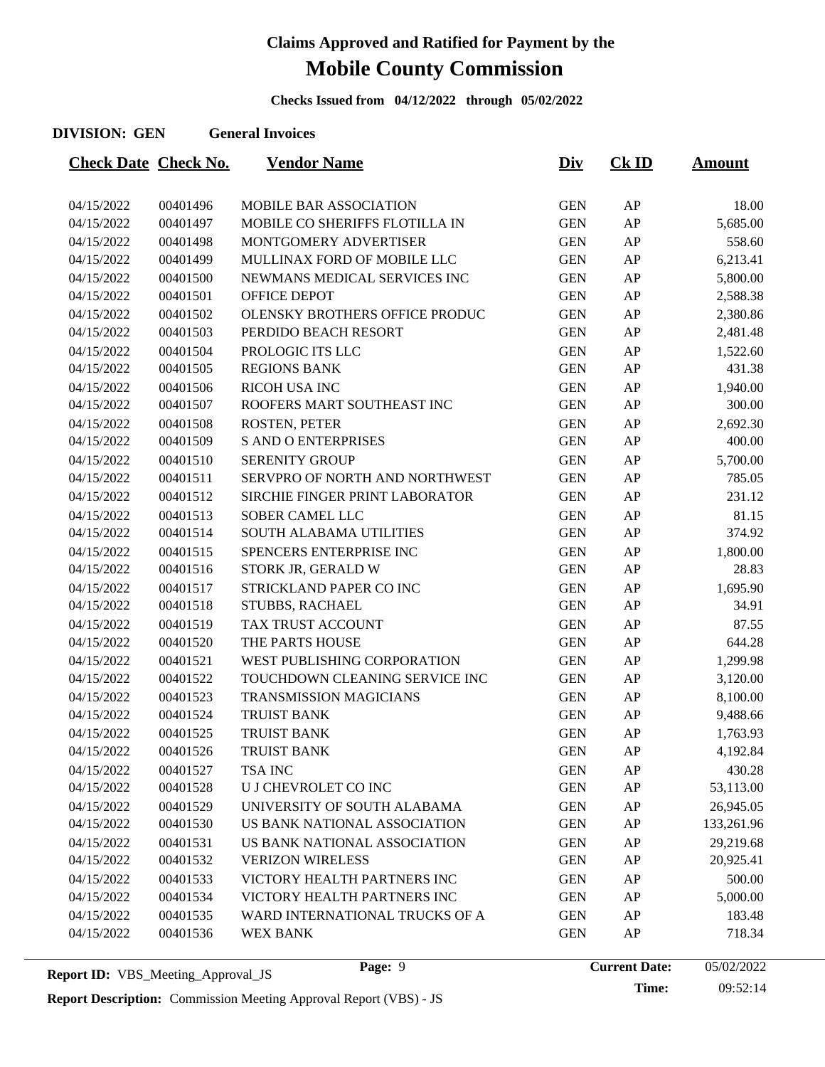# Claims Approved and Ratified for Payment by the

# Mobile County Commission

**Checks Issued from 04/12/2022 through 05/02/2022**

**DIVISION: GEN General Invoices**

| Check Date | Check No. | Vendor Name | Div | Ck ID | Amount |
|---|---|---|---|---|---|
| 04/15/2022 | 00401496 | MOBILE BAR ASSOCIATION | GEN | AP | 18.00 |
| 04/15/2022 | 00401497 | MOBILE CO SHERIFFS FLOTILLA IN | GEN | AP | 5,685.00 |
| 04/15/2022 | 00401498 | MONTGOMERY ADVERTISER | GEN | AP | 558.60 |
| 04/15/2022 | 00401499 | MULLINAX FORD OF MOBILE LLC | GEN | AP | 6,213.41 |
| 04/15/2022 | 00401500 | NEWMANS MEDICAL SERVICES INC | GEN | AP | 5,800.00 |
| 04/15/2022 | 00401501 | OFFICE DEPOT | GEN | AP | 2,588.38 |
| 04/15/2022 | 00401502 | OLENSKY BROTHERS OFFICE PRODUC | GEN | AP | 2,380.86 |
| 04/15/2022 | 00401503 | PERDIDO BEACH RESORT | GEN | AP | 2,481.48 |
| 04/15/2022 | 00401504 | PROLOGIC ITS LLC | GEN | AP | 1,522.60 |
| 04/15/2022 | 00401505 | REGIONS BANK | GEN | AP | 431.38 |
| 04/15/2022 | 00401506 | RICOH USA INC | GEN | AP | 1,940.00 |
| 04/15/2022 | 00401507 | ROOFERS MART SOUTHEAST INC | GEN | AP | 300.00 |
| 04/15/2022 | 00401508 | ROSTEN, PETER | GEN | AP | 2,692.30 |
| 04/15/2022 | 00401509 | S AND O ENTERPRISES | GEN | AP | 400.00 |
| 04/15/2022 | 00401510 | SERENITY GROUP | GEN | AP | 5,700.00 |
| 04/15/2022 | 00401511 | SERVPRO OF NORTH AND NORTHWEST | GEN | AP | 785.05 |
| 04/15/2022 | 00401512 | SIRCHIE FINGER PRINT LABORATOR | GEN | AP | 231.12 |
| 04/15/2022 | 00401513 | SOBER CAMEL LLC | GEN | AP | 81.15 |
| 04/15/2022 | 00401514 | SOUTH ALABAMA UTILITIES | GEN | AP | 374.92 |
| 04/15/2022 | 00401515 | SPENCERS ENTERPRISE INC | GEN | AP | 1,800.00 |
| 04/15/2022 | 00401516 | STORK JR, GERALD W | GEN | AP | 28.83 |
| 04/15/2022 | 00401517 | STRICKLAND PAPER CO INC | GEN | AP | 1,695.90 |
| 04/15/2022 | 00401518 | STUBBS, RACHAEL | GEN | AP | 34.91 |
| 04/15/2022 | 00401519 | TAX TRUST ACCOUNT | GEN | AP | 87.55 |
| 04/15/2022 | 00401520 | THE PARTS HOUSE | GEN | AP | 644.28 |
| 04/15/2022 | 00401521 | WEST PUBLISHING CORPORATION | GEN | AP | 1,299.98 |
| 04/15/2022 | 00401522 | TOUCHDOWN CLEANING SERVICE INC | GEN | AP | 3,120.00 |
| 04/15/2022 | 00401523 | TRANSMISSION MAGICIANS | GEN | AP | 8,100.00 |
| 04/15/2022 | 00401524 | TRUIST BANK | GEN | AP | 9,488.66 |
| 04/15/2022 | 00401525 | TRUIST BANK | GEN | AP | 1,763.93 |
| 04/15/2022 | 00401526 | TRUIST BANK | GEN | AP | 4,192.84 |
| 04/15/2022 | 00401527 | TSA INC | GEN | AP | 430.28 |
| 04/15/2022 | 00401528 | U J CHEVROLET CO INC | GEN | AP | 53,113.00 |
| 04/15/2022 | 00401529 | UNIVERSITY OF SOUTH ALABAMA | GEN | AP | 26,945.05 |
| 04/15/2022 | 00401530 | US BANK NATIONAL ASSOCIATION | GEN | AP | 133,261.96 |
| 04/15/2022 | 00401531 | US BANK NATIONAL ASSOCIATION | GEN | AP | 29,219.68 |
| 04/15/2022 | 00401532 | VERIZON WIRELESS | GEN | AP | 20,925.41 |
| 04/15/2022 | 00401533 | VICTORY HEALTH PARTNERS INC | GEN | AP | 500.00 |
| 04/15/2022 | 00401534 | VICTORY HEALTH PARTNERS INC | GEN | AP | 5,000.00 |
| 04/15/2022 | 00401535 | WARD INTERNATIONAL TRUCKS OF A | GEN | AP | 183.48 |
| 04/15/2022 | 00401536 | WEX BANK | GEN | AP | 718.34 |

**Report ID:** VBS_Meeting_Approval_JS **Current Date:** 05/02/2022 **Time:** 09:52:14

**Report Description:** Commission Meeting Approval Report (VBS) - JS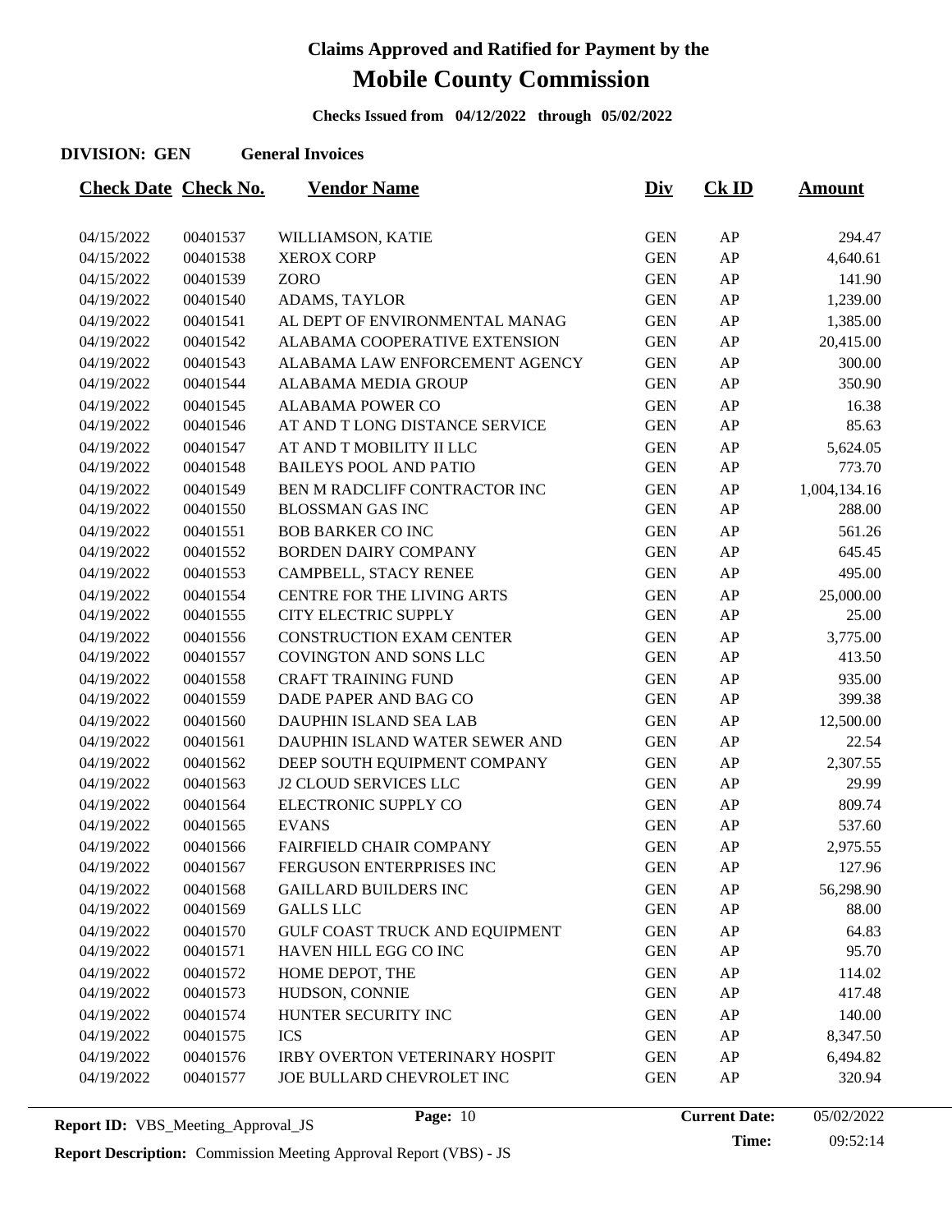# Claims Approved and Ratified for Payment by the

# Mobile County Commission

**Checks Issued from 04/12/2022 through 05/02/2022**

**DIVISION: GEN** **General Invoices**

| Check Date | Check No. | Vendor Name | Div | Ck ID | Amount |
|---|---|---|---|---|---|
| 04/15/2022 | 00401537 | WILLIAMSON, KATIE | GEN | AP | 294.47 |
| 04/15/2022 | 00401538 | XEROX CORP | GEN | AP | 4,640.61 |
| 04/15/2022 | 00401539 | ZORO | GEN | AP | 141.90 |
| 04/19/2022 | 00401540 | ADAMS, TAYLOR | GEN | AP | 1,239.00 |
| 04/19/2022 | 00401541 | AL DEPT OF ENVIRONMENTAL MANAG | GEN | AP | 1,385.00 |
| 04/19/2022 | 00401542 | ALABAMA COOPERATIVE EXTENSION | GEN | AP | 20,415.00 |
| 04/19/2022 | 00401543 | ALABAMA LAW ENFORCEMENT AGENCY | GEN | AP | 300.00 |
| 04/19/2022 | 00401544 | ALABAMA MEDIA GROUP | GEN | AP | 350.90 |
| 04/19/2022 | 00401545 | ALABAMA POWER CO | GEN | AP | 16.38 |
| 04/19/2022 | 00401546 | AT AND T LONG DISTANCE SERVICE | GEN | AP | 85.63 |
| 04/19/2022 | 00401547 | AT AND T MOBILITY II LLC | GEN | AP | 5,624.05 |
| 04/19/2022 | 00401548 | BAILEYS POOL AND PATIO | GEN | AP | 773.70 |
| 04/19/2022 | 00401549 | BEN M RADCLIFF CONTRACTOR INC | GEN | AP | 1,004,134.16 |
| 04/19/2022 | 00401550 | BLOSSMAN GAS INC | GEN | AP | 288.00 |
| 04/19/2022 | 00401551 | BOB BARKER CO INC | GEN | AP | 561.26 |
| 04/19/2022 | 00401552 | BORDEN DAIRY COMPANY | GEN | AP | 645.45 |
| 04/19/2022 | 00401553 | CAMPBELL, STACY RENEE | GEN | AP | 495.00 |
| 04/19/2022 | 00401554 | CENTRE FOR THE LIVING ARTS | GEN | AP | 25,000.00 |
| 04/19/2022 | 00401555 | CITY ELECTRIC SUPPLY | GEN | AP | 25.00 |
| 04/19/2022 | 00401556 | CONSTRUCTION EXAM CENTER | GEN | AP | 3,775.00 |
| 04/19/2022 | 00401557 | COVINGTON AND SONS LLC | GEN | AP | 413.50 |
| 04/19/2022 | 00401558 | CRAFT TRAINING FUND | GEN | AP | 935.00 |
| 04/19/2022 | 00401559 | DADE PAPER AND BAG CO | GEN | AP | 399.38 |
| 04/19/2022 | 00401560 | DAUPHIN ISLAND SEA LAB | GEN | AP | 12,500.00 |
| 04/19/2022 | 00401561 | DAUPHIN ISLAND WATER SEWER AND | GEN | AP | 22.54 |
| 04/19/2022 | 00401562 | DEEP SOUTH EQUIPMENT COMPANY | GEN | AP | 2,307.55 |
| 04/19/2022 | 00401563 | J2 CLOUD SERVICES LLC | GEN | AP | 29.99 |
| 04/19/2022 | 00401564 | ELECTRONIC SUPPLY CO | GEN | AP | 809.74 |
| 04/19/2022 | 00401565 | EVANS | GEN | AP | 537.60 |
| 04/19/2022 | 00401566 | FAIRFIELD CHAIR COMPANY | GEN | AP | 2,975.55 |
| 04/19/2022 | 00401567 | FERGUSON ENTERPRISES INC | GEN | AP | 127.96 |
| 04/19/2022 | 00401568 | GAILLARD BUILDERS INC | GEN | AP | 56,298.90 |
| 04/19/2022 | 00401569 | GALLS LLC | GEN | AP | 88.00 |
| 04/19/2022 | 00401570 | GULF COAST TRUCK AND EQUIPMENT | GEN | AP | 64.83 |
| 04/19/2022 | 00401571 | HAVEN HILL EGG CO INC | GEN | AP | 95.70 |
| 04/19/2022 | 00401572 | HOME DEPOT, THE | GEN | AP | 114.02 |
| 04/19/2022 | 00401573 | HUDSON, CONNIE | GEN | AP | 417.48 |
| 04/19/2022 | 00401574 | HUNTER SECURITY INC | GEN | AP | 140.00 |
| 04/19/2022 | 00401575 | ICS | GEN | AP | 8,347.50 |
| 04/19/2022 | 00401576 | IRBY OVERTON VETERINARY HOSPIT | GEN | AP | 6,494.82 |
| 04/19/2022 | 00401577 | JOE BULLARD CHEVROLET INC | GEN | AP | 320.94 |

**Report ID:** VBS_Meeting_Approval_JS

**Current Date:** 05/02/2022

**Time:** 09:52:14

**Report Description:** Commission Meeting Approval Report (VBS) - JS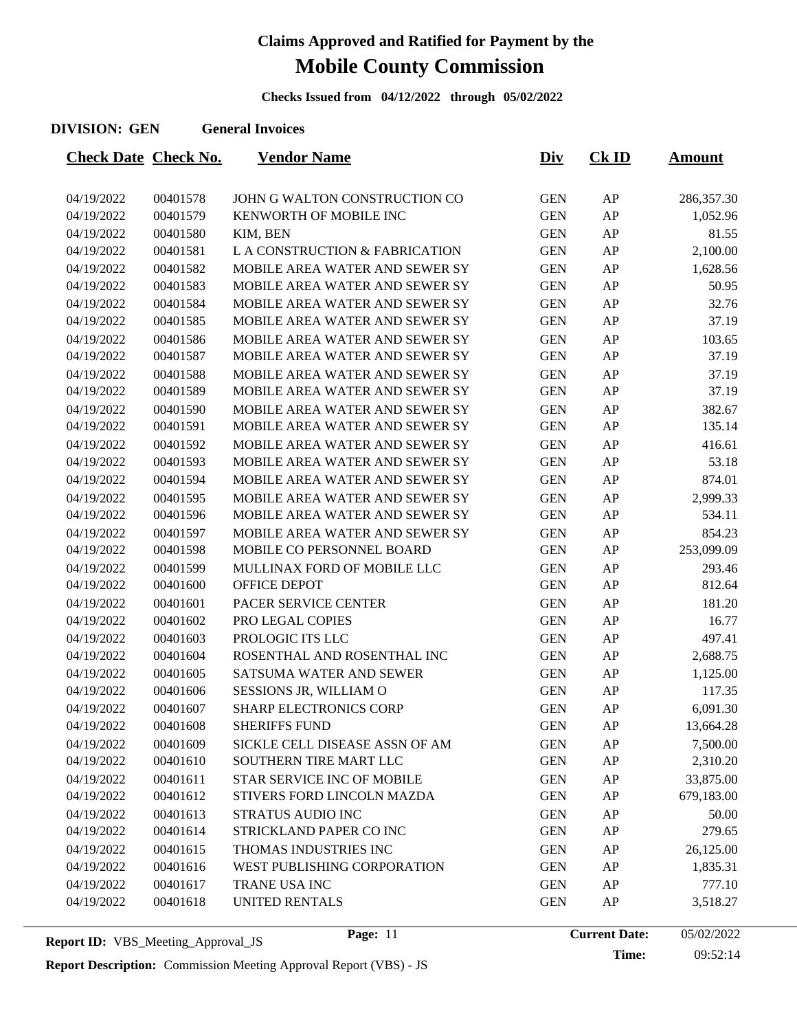# Claims Approved and Ratified for Payment by the

# Mobile County Commission

**Checks Issued from 04/12/2022 through 05/02/2022**

**DIVISION: GEN General Invoices**

| Check Date | Check No. | Vendor Name | Div | Ck ID | Amount |
|---|---|---|---|---|---|
| 04/19/2022 | 00401578 | JOHN G WALTON CONSTRUCTION CO | GEN | AP | 286,357.30 |
| 04/19/2022 | 00401579 | KENWORTH OF MOBILE INC | GEN | AP | 1,052.96 |
| 04/19/2022 | 00401580 | KIM, BEN | GEN | AP | 81.55 |
| 04/19/2022 | 00401581 | L A CONSTRUCTION & FABRICATION | GEN | AP | 2,100.00 |
| 04/19/2022 | 00401582 | MOBILE AREA WATER AND SEWER SY | GEN | AP | 1,628.56 |
| 04/19/2022 | 00401583 | MOBILE AREA WATER AND SEWER SY | GEN | AP | 50.95 |
| 04/19/2022 | 00401584 | MOBILE AREA WATER AND SEWER SY | GEN | AP | 32.76 |
| 04/19/2022 | 00401585 | MOBILE AREA WATER AND SEWER SY | GEN | AP | 37.19 |
| 04/19/2022 | 00401586 | MOBILE AREA WATER AND SEWER SY | GEN | AP | 103.65 |
| 04/19/2022 | 00401587 | MOBILE AREA WATER AND SEWER SY | GEN | AP | 37.19 |
| 04/19/2022 | 00401588 | MOBILE AREA WATER AND SEWER SY | GEN | AP | 37.19 |
| 04/19/2022 | 00401589 | MOBILE AREA WATER AND SEWER SY | GEN | AP | 37.19 |
| 04/19/2022 | 00401590 | MOBILE AREA WATER AND SEWER SY | GEN | AP | 382.67 |
| 04/19/2022 | 00401591 | MOBILE AREA WATER AND SEWER SY | GEN | AP | 135.14 |
| 04/19/2022 | 00401592 | MOBILE AREA WATER AND SEWER SY | GEN | AP | 416.61 |
| 04/19/2022 | 00401593 | MOBILE AREA WATER AND SEWER SY | GEN | AP | 53.18 |
| 04/19/2022 | 00401594 | MOBILE AREA WATER AND SEWER SY | GEN | AP | 874.01 |
| 04/19/2022 | 00401595 | MOBILE AREA WATER AND SEWER SY | GEN | AP | 2,999.33 |
| 04/19/2022 | 00401596 | MOBILE AREA WATER AND SEWER SY | GEN | AP | 534.11 |
| 04/19/2022 | 00401597 | MOBILE AREA WATER AND SEWER SY | GEN | AP | 854.23 |
| 04/19/2022 | 00401598 | MOBILE CO PERSONNEL BOARD | GEN | AP | 253,099.09 |
| 04/19/2022 | 00401599 | MULLINAX FORD OF MOBILE LLC | GEN | AP | 293.46 |
| 04/19/2022 | 00401600 | OFFICE DEPOT | GEN | AP | 812.64 |
| 04/19/2022 | 00401601 | PACER SERVICE CENTER | GEN | AP | 181.20 |
| 04/19/2022 | 00401602 | PRO LEGAL COPIES | GEN | AP | 16.77 |
| 04/19/2022 | 00401603 | PROLOGIC ITS LLC | GEN | AP | 497.41 |
| 04/19/2022 | 00401604 | ROSENTHAL AND ROSENTHAL INC | GEN | AP | 2,688.75 |
| 04/19/2022 | 00401605 | SATSUMA WATER AND SEWER | GEN | AP | 1,125.00 |
| 04/19/2022 | 00401606 | SESSIONS JR, WILLIAM O | GEN | AP | 117.35 |
| 04/19/2022 | 00401607 | SHARP ELECTRONICS CORP | GEN | AP | 6,091.30 |
| 04/19/2022 | 00401608 | SHERIFFS FUND | GEN | AP | 13,664.28 |
| 04/19/2022 | 00401609 | SICKLE CELL DISEASE ASSN OF AM | GEN | AP | 7,500.00 |
| 04/19/2022 | 00401610 | SOUTHERN TIRE MART LLC | GEN | AP | 2,310.20 |
| 04/19/2022 | 00401611 | STAR SERVICE INC OF MOBILE | GEN | AP | 33,875.00 |
| 04/19/2022 | 00401612 | STIVERS FORD LINCOLN MAZDA | GEN | AP | 679,183.00 |
| 04/19/2022 | 00401613 | STRATUS AUDIO INC | GEN | AP | 50.00 |
| 04/19/2022 | 00401614 | STRICKLAND PAPER CO INC | GEN | AP | 279.65 |
| 04/19/2022 | 00401615 | THOMAS INDUSTRIES INC | GEN | AP | 26,125.00 |
| 04/19/2022 | 00401616 | WEST PUBLISHING CORPORATION | GEN | AP | 1,835.31 |
| 04/19/2022 | 00401617 | TRANE USA INC | GEN | AP | 777.10 |
| 04/19/2022 | 00401618 | UNITED RENTALS | GEN | AP | 3,518.27 |

**Report ID:** VBS_Meeting_Approval_JS **Current Date:** 05/02/2022 **Time:** 09:52:14

**Report Description:** Commission Meeting Approval Report (VBS) - JS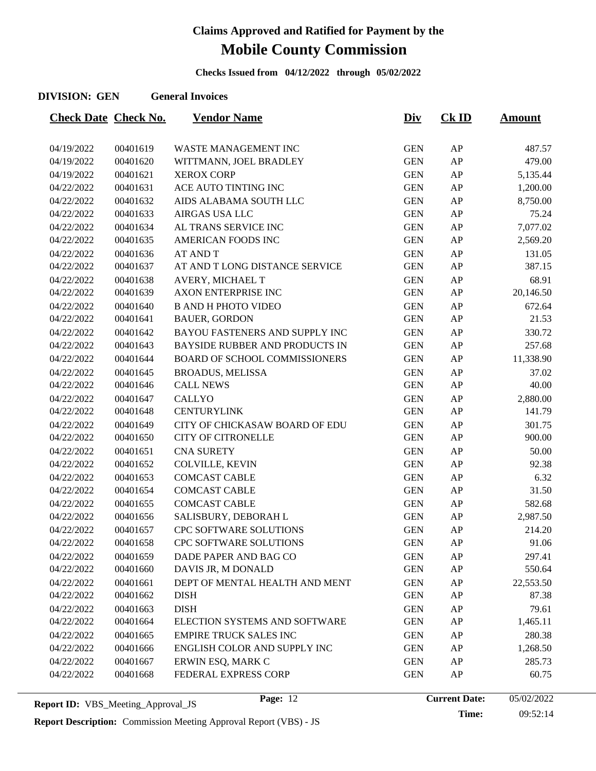# Claims Approved and Ratified for Payment by the

# Mobile County Commission

**Checks Issued from 04/12/2022 through 05/02/2022**

**DIVISION: GEN General Invoices**

| Check Date | Check No. | Vendor Name | Div | Ck ID | Amount |
|---|---|---|---|---|---|
| 04/19/2022 | 00401619 | WASTE MANAGEMENT INC | GEN | AP | 487.57 |
| 04/19/2022 | 00401620 | WITTMANN, JOEL BRADLEY | GEN | AP | 479.00 |
| 04/19/2022 | 00401621 | XEROX CORP | GEN | AP | 5,135.44 |
| 04/22/2022 | 00401631 | ACE AUTO TINTING INC | GEN | AP | 1,200.00 |
| 04/22/2022 | 00401632 | AIDS ALABAMA SOUTH LLC | GEN | AP | 8,750.00 |
| 04/22/2022 | 00401633 | AIRGAS USA LLC | GEN | AP | 75.24 |
| 04/22/2022 | 00401634 | AL TRANS SERVICE INC | GEN | AP | 7,077.02 |
| 04/22/2022 | 00401635 | AMERICAN FOODS INC | GEN | AP | 2,569.20 |
| 04/22/2022 | 00401636 | AT AND T | GEN | AP | 131.05 |
| 04/22/2022 | 00401637 | AT AND T LONG DISTANCE SERVICE | GEN | AP | 387.15 |
| 04/22/2022 | 00401638 | AVERY, MICHAEL T | GEN | AP | 68.91 |
| 04/22/2022 | 00401639 | AXON ENTERPRISE INC | GEN | AP | 20,146.50 |
| 04/22/2022 | 00401640 | B AND H PHOTO VIDEO | GEN | AP | 672.64 |
| 04/22/2022 | 00401641 | BAUER, GORDON | GEN | AP | 21.53 |
| 04/22/2022 | 00401642 | BAYOU FASTENERS AND SUPPLY INC | GEN | AP | 330.72 |
| 04/22/2022 | 00401643 | BAYSIDE RUBBER AND PRODUCTS IN | GEN | AP | 257.68 |
| 04/22/2022 | 00401644 | BOARD OF SCHOOL COMMISSIONERS | GEN | AP | 11,338.90 |
| 04/22/2022 | 00401645 | BROADUS, MELISSA | GEN | AP | 37.02 |
| 04/22/2022 | 00401646 | CALL NEWS | GEN | AP | 40.00 |
| 04/22/2022 | 00401647 | CALLYO | GEN | AP | 2,880.00 |
| 04/22/2022 | 00401648 | CENTURYLINK | GEN | AP | 141.79 |
| 04/22/2022 | 00401649 | CITY OF CHICKASAW BOARD OF EDU | GEN | AP | 301.75 |
| 04/22/2022 | 00401650 | CITY OF CITRONELLE | GEN | AP | 900.00 |
| 04/22/2022 | 00401651 | CNA SURETY | GEN | AP | 50.00 |
| 04/22/2022 | 00401652 | COLVILLE, KEVIN | GEN | AP | 92.38 |
| 04/22/2022 | 00401653 | COMCAST CABLE | GEN | AP | 6.32 |
| 04/22/2022 | 00401654 | COMCAST CABLE | GEN | AP | 31.50 |
| 04/22/2022 | 00401655 | COMCAST CABLE | GEN | AP | 582.68 |
| 04/22/2022 | 00401656 | SALISBURY, DEBORAH L | GEN | AP | 2,987.50 |
| 04/22/2022 | 00401657 | CPC SOFTWARE SOLUTIONS | GEN | AP | 214.20 |
| 04/22/2022 | 00401658 | CPC SOFTWARE SOLUTIONS | GEN | AP | 91.06 |
| 04/22/2022 | 00401659 | DADE PAPER AND BAG CO | GEN | AP | 297.41 |
| 04/22/2022 | 00401660 | DAVIS JR, M DONALD | GEN | AP | 550.64 |
| 04/22/2022 | 00401661 | DEPT OF MENTAL HEALTH AND MENT | GEN | AP | 22,553.50 |
| 04/22/2022 | 00401662 | DISH | GEN | AP | 87.38 |
| 04/22/2022 | 00401663 | DISH | GEN | AP | 79.61 |
| 04/22/2022 | 00401664 | ELECTION SYSTEMS AND SOFTWARE | GEN | AP | 1,465.11 |
| 04/22/2022 | 00401665 | EMPIRE TRUCK SALES INC | GEN | AP | 280.38 |
| 04/22/2022 | 00401666 | ENGLISH COLOR AND SUPPLY INC | GEN | AP | 1,268.50 |
| 04/22/2022 | 00401667 | ERWIN ESQ, MARK C | GEN | AP | 285.73 |
| 04/22/2022 | 00401668 | FEDERAL EXPRESS CORP | GEN | AP | 60.75 |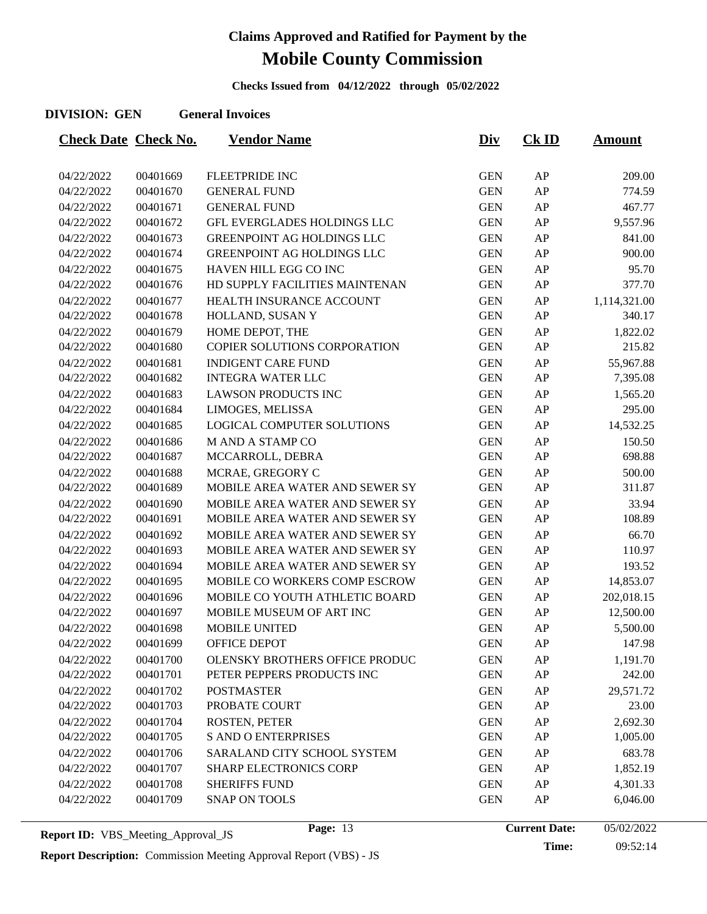# Claims Approved and Ratified for Payment by the

# Mobile County Commission

**Checks Issued from 04/12/2022 through 05/02/2022**

**DIVISION: GEN** **General Invoices**

| Check Date | Check No. | Vendor Name | Div | Ck ID | Amount |
|---|---|---|---|---|---|
| 04/22/2022 | 00401669 | FLEETPRIDE INC | GEN | AP | 209.00 |
| 04/22/2022 | 00401670 | GENERAL FUND | GEN | AP | 774.59 |
| 04/22/2022 | 00401671 | GENERAL FUND | GEN | AP | 467.77 |
| 04/22/2022 | 00401672 | GFL EVERGLADES HOLDINGS LLC | GEN | AP | 9,557.96 |
| 04/22/2022 | 00401673 | GREENPOINT AG HOLDINGS LLC | GEN | AP | 841.00 |
| 04/22/2022 | 00401674 | GREENPOINT AG HOLDINGS LLC | GEN | AP | 900.00 |
| 04/22/2022 | 00401675 | HAVEN HILL EGG CO INC | GEN | AP | 95.70 |
| 04/22/2022 | 00401676 | HD SUPPLY FACILITIES MAINTENAN | GEN | AP | 377.70 |
| 04/22/2022 | 00401677 | HEALTH INSURANCE ACCOUNT | GEN | AP | 1,114,321.00 |
| 04/22/2022 | 00401678 | HOLLAND, SUSAN Y | GEN | AP | 340.17 |
| 04/22/2022 | 00401679 | HOME DEPOT, THE | GEN | AP | 1,822.02 |
| 04/22/2022 | 00401680 | COPIER SOLUTIONS CORPORATION | GEN | AP | 215.82 |
| 04/22/2022 | 00401681 | INDIGENT CARE FUND | GEN | AP | 55,967.88 |
| 04/22/2022 | 00401682 | INTEGRA WATER LLC | GEN | AP | 7,395.08 |
| 04/22/2022 | 00401683 | LAWSON PRODUCTS INC | GEN | AP | 1,565.20 |
| 04/22/2022 | 00401684 | LIMOGES, MELISSA | GEN | AP | 295.00 |
| 04/22/2022 | 00401685 | LOGICAL COMPUTER SOLUTIONS | GEN | AP | 14,532.25 |
| 04/22/2022 | 00401686 | M AND A STAMP CO | GEN | AP | 150.50 |
| 04/22/2022 | 00401687 | MCCARROLL, DEBRA | GEN | AP | 698.88 |
| 04/22/2022 | 00401688 | MCRAE, GREGORY C | GEN | AP | 500.00 |
| 04/22/2022 | 00401689 | MOBILE AREA WATER AND SEWER SY | GEN | AP | 311.87 |
| 04/22/2022 | 00401690 | MOBILE AREA WATER AND SEWER SY | GEN | AP | 33.94 |
| 04/22/2022 | 00401691 | MOBILE AREA WATER AND SEWER SY | GEN | AP | 108.89 |
| 04/22/2022 | 00401692 | MOBILE AREA WATER AND SEWER SY | GEN | AP | 66.70 |
| 04/22/2022 | 00401693 | MOBILE AREA WATER AND SEWER SY | GEN | AP | 110.97 |
| 04/22/2022 | 00401694 | MOBILE AREA WATER AND SEWER SY | GEN | AP | 193.52 |
| 04/22/2022 | 00401695 | MOBILE CO WORKERS COMP ESCROW | GEN | AP | 14,853.07 |
| 04/22/2022 | 00401696 | MOBILE CO YOUTH ATHLETIC BOARD | GEN | AP | 202,018.15 |
| 04/22/2022 | 00401697 | MOBILE MUSEUM OF ART INC | GEN | AP | 12,500.00 |
| 04/22/2022 | 00401698 | MOBILE UNITED | GEN | AP | 5,500.00 |
| 04/22/2022 | 00401699 | OFFICE DEPOT | GEN | AP | 147.98 |
| 04/22/2022 | 00401700 | OLENSKY BROTHERS OFFICE PRODUC | GEN | AP | 1,191.70 |
| 04/22/2022 | 00401701 | PETER PEPPERS PRODUCTS INC | GEN | AP | 242.00 |
| 04/22/2022 | 00401702 | POSTMASTER | GEN | AP | 29,571.72 |
| 04/22/2022 | 00401703 | PROBATE COURT | GEN | AP | 23.00 |
| 04/22/2022 | 00401704 | ROSTEN, PETER | GEN | AP | 2,692.30 |
| 04/22/2022 | 00401705 | S AND O ENTERPRISES | GEN | AP | 1,005.00 |
| 04/22/2022 | 00401706 | SARALAND CITY SCHOOL SYSTEM | GEN | AP | 683.78 |
| 04/22/2022 | 00401707 | SHARP ELECTRONICS CORP | GEN | AP | 1,852.19 |
| 04/22/2022 | 00401708 | SHERIFFS FUND | GEN | AP | 4,301.33 |
| 04/22/2022 | 00401709 | SNAP ON TOOLS | GEN | AP | 6,046.00 |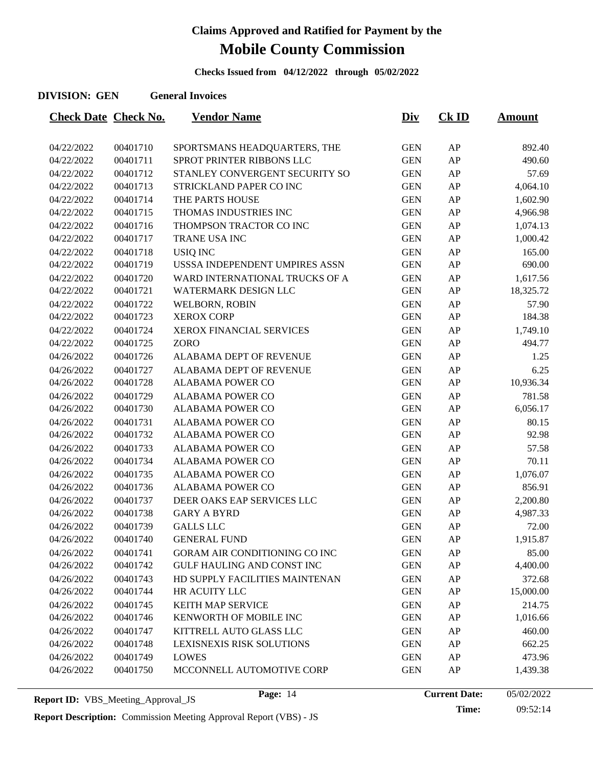# Claims Approved and Ratified for Payment by the

# Mobile County Commission

**Checks Issued from 04/12/2022 through 05/02/2022**

**DIVISION: GEN General Invoices**

| Check Date | Check No. | Vendor Name | Div | Ck ID | Amount |
|---|---|---|---|---|---|
| 04/22/2022 | 00401710 | SPORTSMANS HEADQUARTERS, THE | GEN | AP | 892.40 |
| 04/22/2022 | 00401711 | SPROT PRINTER RIBBONS LLC | GEN | AP | 490.60 |
| 04/22/2022 | 00401712 | STANLEY CONVERGENT SECURITY SO | GEN | AP | 57.69 |
| 04/22/2022 | 00401713 | STRICKLAND PAPER CO INC | GEN | AP | 4,064.10 |
| 04/22/2022 | 00401714 | THE PARTS HOUSE | GEN | AP | 1,602.90 |
| 04/22/2022 | 00401715 | THOMAS INDUSTRIES INC | GEN | AP | 4,966.98 |
| 04/22/2022 | 00401716 | THOMPSON TRACTOR CO INC | GEN | AP | 1,074.13 |
| 04/22/2022 | 00401717 | TRANE USA INC | GEN | AP | 1,000.42 |
| 04/22/2022 | 00401718 | USIQ INC | GEN | AP | 165.00 |
| 04/22/2022 | 00401719 | USSSA INDEPENDENT UMPIRES ASSN | GEN | AP | 690.00 |
| 04/22/2022 | 00401720 | WARD INTERNATIONAL TRUCKS OF A | GEN | AP | 1,617.56 |
| 04/22/2022 | 00401721 | WATERMARK DESIGN LLC | GEN | AP | 18,325.72 |
| 04/22/2022 | 00401722 | WELBORN, ROBIN | GEN | AP | 57.90 |
| 04/22/2022 | 00401723 | XEROX CORP | GEN | AP | 184.38 |
| 04/22/2022 | 00401724 | XEROX FINANCIAL SERVICES | GEN | AP | 1,749.10 |
| 04/22/2022 | 00401725 | ZORO | GEN | AP | 494.77 |
| 04/26/2022 | 00401726 | ALABAMA DEPT OF REVENUE | GEN | AP | 1.25 |
| 04/26/2022 | 00401727 | ALABAMA DEPT OF REVENUE | GEN | AP | 6.25 |
| 04/26/2022 | 00401728 | ALABAMA POWER CO | GEN | AP | 10,936.34 |
| 04/26/2022 | 00401729 | ALABAMA POWER CO | GEN | AP | 781.58 |
| 04/26/2022 | 00401730 | ALABAMA POWER CO | GEN | AP | 6,056.17 |
| 04/26/2022 | 00401731 | ALABAMA POWER CO | GEN | AP | 80.15 |
| 04/26/2022 | 00401732 | ALABAMA POWER CO | GEN | AP | 92.98 |
| 04/26/2022 | 00401733 | ALABAMA POWER CO | GEN | AP | 57.58 |
| 04/26/2022 | 00401734 | ALABAMA POWER CO | GEN | AP | 70.11 |
| 04/26/2022 | 00401735 | ALABAMA POWER CO | GEN | AP | 1,076.07 |
| 04/26/2022 | 00401736 | ALABAMA POWER CO | GEN | AP | 856.91 |
| 04/26/2022 | 00401737 | DEER OAKS EAP SERVICES LLC | GEN | AP | 2,200.80 |
| 04/26/2022 | 00401738 | GARY A BYRD | GEN | AP | 4,987.33 |
| 04/26/2022 | 00401739 | GALLS LLC | GEN | AP | 72.00 |
| 04/26/2022 | 00401740 | GENERAL FUND | GEN | AP | 1,915.87 |
| 04/26/2022 | 00401741 | GORAM AIR CONDITIONING CO INC | GEN | AP | 85.00 |
| 04/26/2022 | 00401742 | GULF HAULING AND CONST INC | GEN | AP | 4,400.00 |
| 04/26/2022 | 00401743 | HD SUPPLY FACILITIES MAINTENAN | GEN | AP | 372.68 |
| 04/26/2022 | 00401744 | HR ACUITY LLC | GEN | AP | 15,000.00 |
| 04/26/2022 | 00401745 | KEITH MAP SERVICE | GEN | AP | 214.75 |
| 04/26/2022 | 00401746 | KENWORTH OF MOBILE INC | GEN | AP | 1,016.66 |
| 04/26/2022 | 00401747 | KITTRELL AUTO GLASS LLC | GEN | AP | 460.00 |
| 04/26/2022 | 00401748 | LEXISNEXIS RISK SOLUTIONS | GEN | AP | 662.25 |
| 04/26/2022 | 00401749 | LOWES | GEN | AP | 473.96 |
| 04/26/2022 | 00401750 | MCCONNELL AUTOMOTIVE CORP | GEN | AP | 1,439.38 |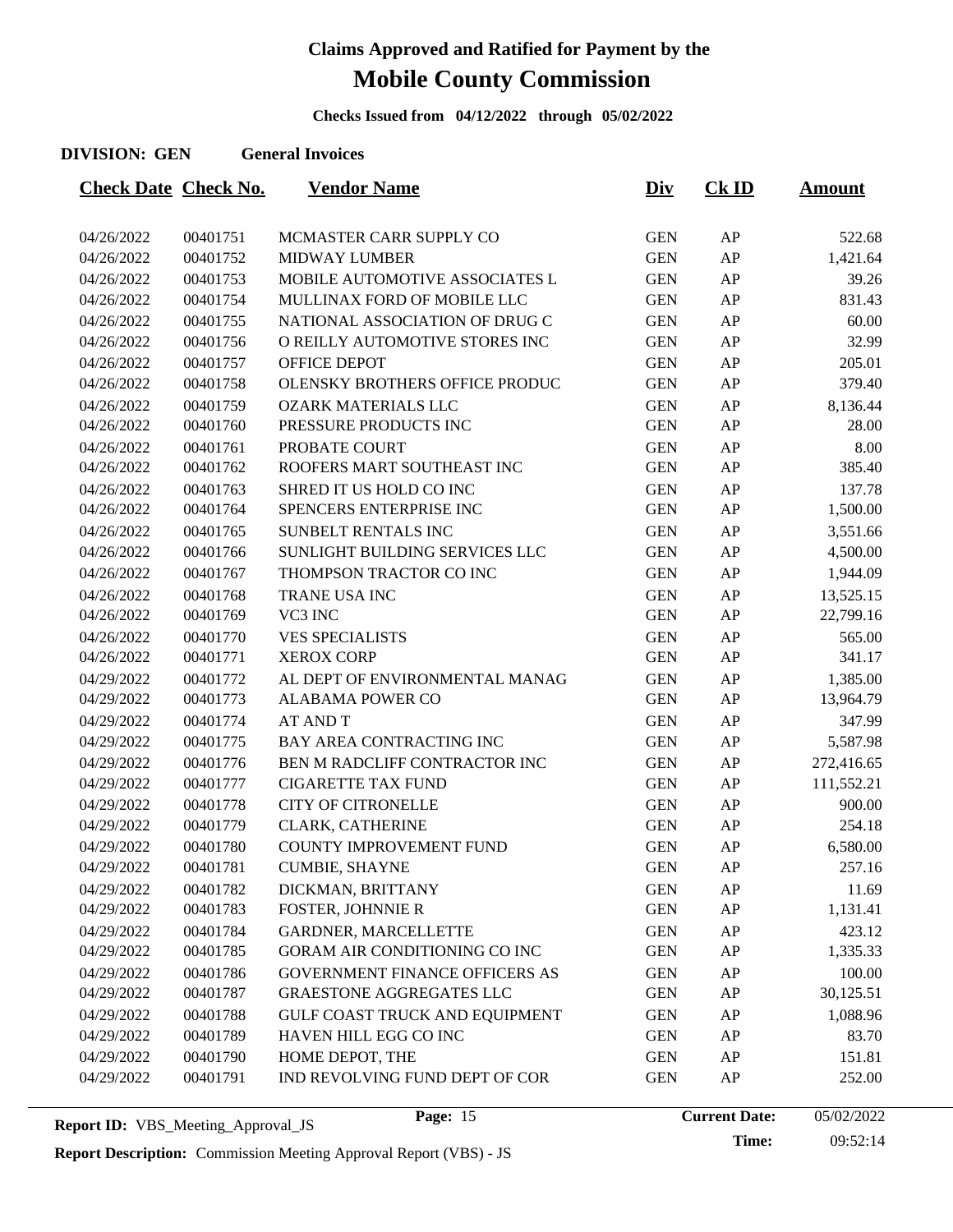# Claims Approved and Ratified for Payment by the

# Mobile County Commission

**Checks Issued from 04/12/2022 through 05/02/2022**

**DIVISION: GEN General Invoices**

| Check Date | Check No. | Vendor Name | Div | Ck ID | Amount |
|---|---|---|---|---|---|
| 04/26/2022 | 00401751 | MCMASTER CARR SUPPLY CO | GEN | AP | 522.68 |
| 04/26/2022 | 00401752 | MIDWAY LUMBER | GEN | AP | 1,421.64 |
| 04/26/2022 | 00401753 | MOBILE AUTOMOTIVE ASSOCIATES L | GEN | AP | 39.26 |
| 04/26/2022 | 00401754 | MULLINAX FORD OF MOBILE LLC | GEN | AP | 831.43 |
| 04/26/2022 | 00401755 | NATIONAL ASSOCIATION OF DRUG C | GEN | AP | 60.00 |
| 04/26/2022 | 00401756 | O REILLY AUTOMOTIVE STORES INC | GEN | AP | 32.99 |
| 04/26/2022 | 00401757 | OFFICE DEPOT | GEN | AP | 205.01 |
| 04/26/2022 | 00401758 | OLENSKY BROTHERS OFFICE PRODUC | GEN | AP | 379.40 |
| 04/26/2022 | 00401759 | OZARK MATERIALS LLC | GEN | AP | 8,136.44 |
| 04/26/2022 | 00401760 | PRESSURE PRODUCTS INC | GEN | AP | 28.00 |
| 04/26/2022 | 00401761 | PROBATE COURT | GEN | AP | 8.00 |
| 04/26/2022 | 00401762 | ROOFERS MART SOUTHEAST INC | GEN | AP | 385.40 |
| 04/26/2022 | 00401763 | SHRED IT US HOLD CO INC | GEN | AP | 137.78 |
| 04/26/2022 | 00401764 | SPENCERS ENTERPRISE INC | GEN | AP | 1,500.00 |
| 04/26/2022 | 00401765 | SUNBELT RENTALS INC | GEN | AP | 3,551.66 |
| 04/26/2022 | 00401766 | SUNLIGHT BUILDING SERVICES LLC | GEN | AP | 4,500.00 |
| 04/26/2022 | 00401767 | THOMPSON TRACTOR CO INC | GEN | AP | 1,944.09 |
| 04/26/2022 | 00401768 | TRANE USA INC | GEN | AP | 13,525.15 |
| 04/26/2022 | 00401769 | VC3 INC | GEN | AP | 22,799.16 |
| 04/26/2022 | 00401770 | VES SPECIALISTS | GEN | AP | 565.00 |
| 04/26/2022 | 00401771 | XEROX CORP | GEN | AP | 341.17 |
| 04/29/2022 | 00401772 | AL DEPT OF ENVIRONMENTAL MANAG | GEN | AP | 1,385.00 |
| 04/29/2022 | 00401773 | ALABAMA POWER CO | GEN | AP | 13,964.79 |
| 04/29/2022 | 00401774 | AT AND T | GEN | AP | 347.99 |
| 04/29/2022 | 00401775 | BAY AREA CONTRACTING INC | GEN | AP | 5,587.98 |
| 04/29/2022 | 00401776 | BEN M RADCLIFF CONTRACTOR INC | GEN | AP | 272,416.65 |
| 04/29/2022 | 00401777 | CIGARETTE TAX FUND | GEN | AP | 111,552.21 |
| 04/29/2022 | 00401778 | CITY OF CITRONELLE | GEN | AP | 900.00 |
| 04/29/2022 | 00401779 | CLARK, CATHERINE | GEN | AP | 254.18 |
| 04/29/2022 | 00401780 | COUNTY IMPROVEMENT FUND | GEN | AP | 6,580.00 |
| 04/29/2022 | 00401781 | CUMBIE, SHAYNE | GEN | AP | 257.16 |
| 04/29/2022 | 00401782 | DICKMAN, BRITTANY | GEN | AP | 11.69 |
| 04/29/2022 | 00401783 | FOSTER, JOHNNIE R | GEN | AP | 1,131.41 |
| 04/29/2022 | 00401784 | GARDNER, MARCELLETTE | GEN | AP | 423.12 |
| 04/29/2022 | 00401785 | GORAM AIR CONDITIONING CO INC | GEN | AP | 1,335.33 |
| 04/29/2022 | 00401786 | GOVERNMENT FINANCE OFFICERS AS | GEN | AP | 100.00 |
| 04/29/2022 | 00401787 | GRAESTONE AGGREGATES LLC | GEN | AP | 30,125.51 |
| 04/29/2022 | 00401788 | GULF COAST TRUCK AND EQUIPMENT | GEN | AP | 1,088.96 |
| 04/29/2022 | 00401789 | HAVEN HILL EGG CO INC | GEN | AP | 83.70 |
| 04/29/2022 | 00401790 | HOME DEPOT, THE | GEN | AP | 151.81 |
| 04/29/2022 | 00401791 | IND REVOLVING FUND DEPT OF COR | GEN | AP | 252.00 |

**Report ID:** VBS_Meeting_Approval_JS

**Current Date:** 05/02/2022
**Time:** 09:52:14

**Report Description:** Commission Meeting Approval Report (VBS) - JS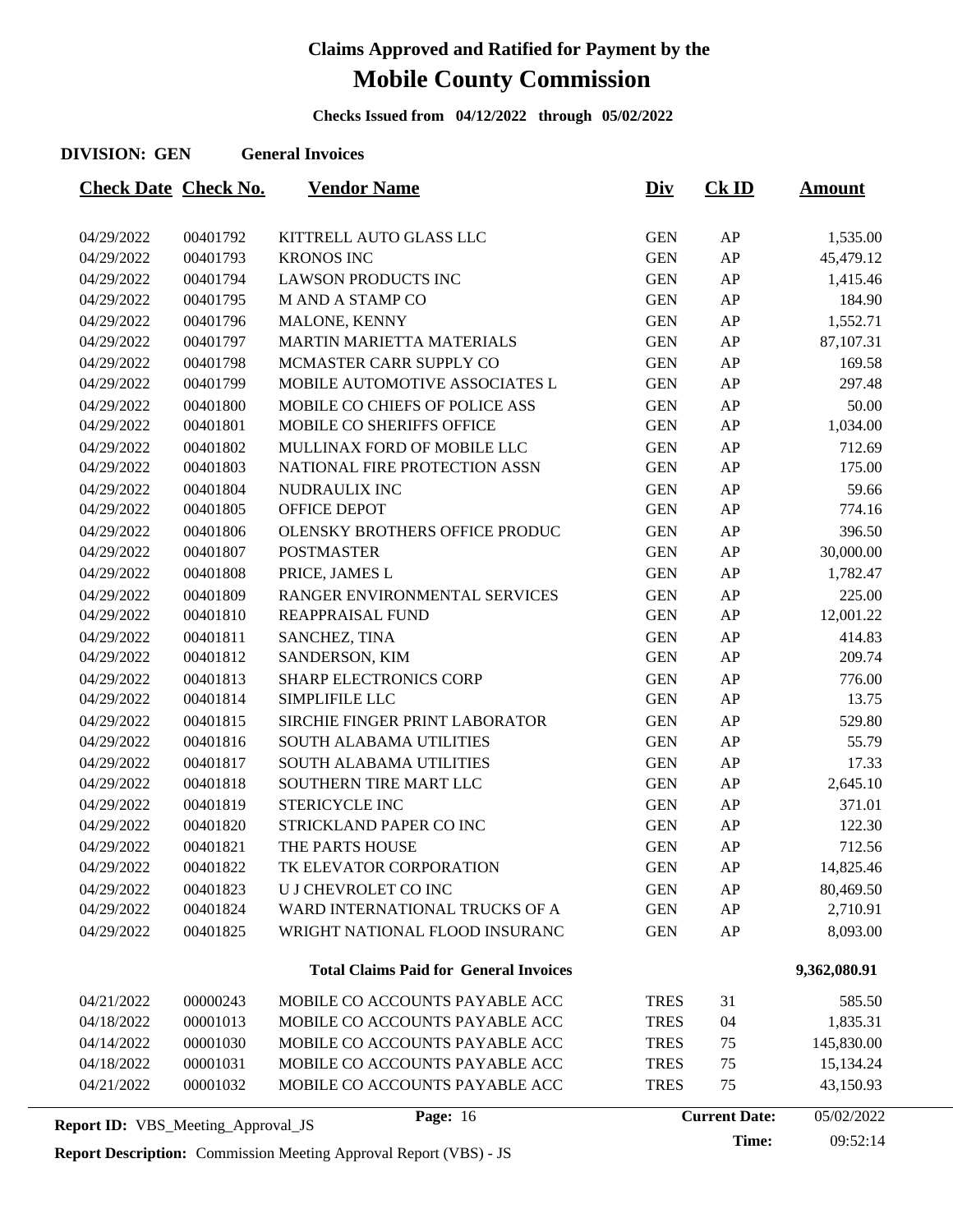# Claims Approved and Ratified for Payment by the

# Mobile County Commission

**Checks Issued from 04/12/2022 through 05/02/2022**

**DIVISION: GEN General Invoices**

| Check Date | Check No. | Vendor Name | Div | Ck ID | Amount |
|---|---|---|---|---|---|
| 04/29/2022 | 00401792 | KITTRELL AUTO GLASS LLC | GEN | AP | 1,535.00 |
| 04/29/2022 | 00401793 | KRONOS INC | GEN | AP | 45,479.12 |
| 04/29/2022 | 00401794 | LAWSON PRODUCTS INC | GEN | AP | 1,415.46 |
| 04/29/2022 | 00401795 | M AND A STAMP CO | GEN | AP | 184.90 |
| 04/29/2022 | 00401796 | MALONE, KENNY | GEN | AP | 1,552.71 |
| 04/29/2022 | 00401797 | MARTIN MARIETTA MATERIALS | GEN | AP | 87,107.31 |
| 04/29/2022 | 00401798 | MCMASTER CARR SUPPLY CO | GEN | AP | 169.58 |
| 04/29/2022 | 00401799 | MOBILE AUTOMOTIVE ASSOCIATES L | GEN | AP | 297.48 |
| 04/29/2022 | 00401800 | MOBILE CO CHIEFS OF POLICE ASS | GEN | AP | 50.00 |
| 04/29/2022 | 00401801 | MOBILE CO SHERIFFS OFFICE | GEN | AP | 1,034.00 |
| 04/29/2022 | 00401802 | MULLINAX FORD OF MOBILE LLC | GEN | AP | 712.69 |
| 04/29/2022 | 00401803 | NATIONAL FIRE PROTECTION ASSN | GEN | AP | 175.00 |
| 04/29/2022 | 00401804 | NUDRAULIX INC | GEN | AP | 59.66 |
| 04/29/2022 | 00401805 | OFFICE DEPOT | GEN | AP | 774.16 |
| 04/29/2022 | 00401806 | OLENSKY BROTHERS OFFICE PRODUC | GEN | AP | 396.50 |
| 04/29/2022 | 00401807 | POSTMASTER | GEN | AP | 30,000.00 |
| 04/29/2022 | 00401808 | PRICE, JAMES L | GEN | AP | 1,782.47 |
| 04/29/2022 | 00401809 | RANGER ENVIRONMENTAL SERVICES | GEN | AP | 225.00 |
| 04/29/2022 | 00401810 | REAPPRAISAL FUND | GEN | AP | 12,001.22 |
| 04/29/2022 | 00401811 | SANCHEZ, TINA | GEN | AP | 414.83 |
| 04/29/2022 | 00401812 | SANDERSON, KIM | GEN | AP | 209.74 |
| 04/29/2022 | 00401813 | SHARP ELECTRONICS CORP | GEN | AP | 776.00 |
| 04/29/2022 | 00401814 | SIMPLIFILE LLC | GEN | AP | 13.75 |
| 04/29/2022 | 00401815 | SIRCHIE FINGER PRINT LABORATOR | GEN | AP | 529.80 |
| 04/29/2022 | 00401816 | SOUTH ALABAMA UTILITIES | GEN | AP | 55.79 |
| 04/29/2022 | 00401817 | SOUTH ALABAMA UTILITIES | GEN | AP | 17.33 |
| 04/29/2022 | 00401818 | SOUTHERN TIRE MART LLC | GEN | AP | 2,645.10 |
| 04/29/2022 | 00401819 | STERICYCLE INC | GEN | AP | 371.01 |
| 04/29/2022 | 00401820 | STRICKLAND PAPER CO INC | GEN | AP | 122.30 |
| 04/29/2022 | 00401821 | THE PARTS HOUSE | GEN | AP | 712.56 |
| 04/29/2022 | 00401822 | TK ELEVATOR CORPORATION | GEN | AP | 14,825.46 |
| 04/29/2022 | 00401823 | U J CHEVROLET CO INC | GEN | AP | 80,469.50 |
| 04/29/2022 | 00401824 | WARD INTERNATIONAL TRUCKS OF A | GEN | AP | 2,710.91 |
| 04/29/2022 | 00401825 | WRIGHT NATIONAL FLOOD INSURANC | GEN | AP | 8,093.00 |
| | | **Total Claims Paid for General Invoices** | | | **9,362,080.91** |
| 04/21/2022 | 00000243 | MOBILE CO ACCOUNTS PAYABLE ACC | TRES | 31 | 585.50 |
| 04/18/2022 | 00001013 | MOBILE CO ACCOUNTS PAYABLE ACC | TRES | 04 | 1,835.31 |
| 04/14/2022 | 00001030 | MOBILE CO ACCOUNTS PAYABLE ACC | TRES | 75 | 145,830.00 |
| 04/18/2022 | 00001031 | MOBILE CO ACCOUNTS PAYABLE ACC | TRES | 75 | 15,134.24 |
| 04/21/2022 | 00001032 | MOBILE CO ACCOUNTS PAYABLE ACC | TRES | 75 | 43,150.93 |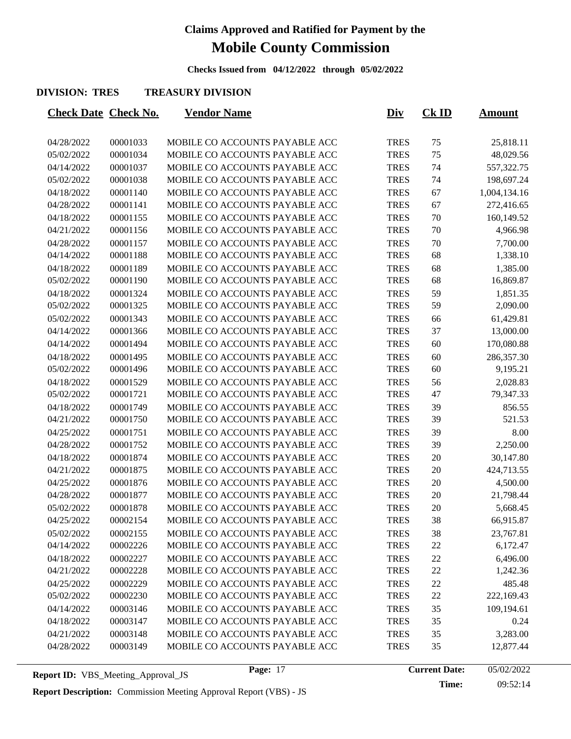# Claims Approved and Ratified for Payment by the

# Mobile County Commission

**Checks Issued from 04/12/2022 through 05/02/2022**

**DIVISION: TRES TREASURY DIVISION**

| Check Date | Check No. | Vendor Name | Div | Ck ID | Amount |
|---|---|---|---|---|---|
| 04/28/2022 | 00001033 | MOBILE CO ACCOUNTS PAYABLE ACC | TRES | 75 | 25,818.11 |
| 05/02/2022 | 00001034 | MOBILE CO ACCOUNTS PAYABLE ACC | TRES | 75 | 48,029.56 |
| 04/14/2022 | 00001037 | MOBILE CO ACCOUNTS PAYABLE ACC | TRES | 74 | 557,322.75 |
| 05/02/2022 | 00001038 | MOBILE CO ACCOUNTS PAYABLE ACC | TRES | 74 | 198,697.24 |
| 04/18/2022 | 00001140 | MOBILE CO ACCOUNTS PAYABLE ACC | TRES | 67 | 1,004,134.16 |
| 04/28/2022 | 00001141 | MOBILE CO ACCOUNTS PAYABLE ACC | TRES | 67 | 272,416.65 |
| 04/18/2022 | 00001155 | MOBILE CO ACCOUNTS PAYABLE ACC | TRES | 70 | 160,149.52 |
| 04/21/2022 | 00001156 | MOBILE CO ACCOUNTS PAYABLE ACC | TRES | 70 | 4,966.98 |
| 04/28/2022 | 00001157 | MOBILE CO ACCOUNTS PAYABLE ACC | TRES | 70 | 7,700.00 |
| 04/14/2022 | 00001188 | MOBILE CO ACCOUNTS PAYABLE ACC | TRES | 68 | 1,338.10 |
| 04/18/2022 | 00001189 | MOBILE CO ACCOUNTS PAYABLE ACC | TRES | 68 | 1,385.00 |
| 05/02/2022 | 00001190 | MOBILE CO ACCOUNTS PAYABLE ACC | TRES | 68 | 16,869.87 |
| 04/18/2022 | 00001324 | MOBILE CO ACCOUNTS PAYABLE ACC | TRES | 59 | 1,851.35 |
| 05/02/2022 | 00001325 | MOBILE CO ACCOUNTS PAYABLE ACC | TRES | 59 | 2,090.00 |
| 05/02/2022 | 00001343 | MOBILE CO ACCOUNTS PAYABLE ACC | TRES | 66 | 61,429.81 |
| 04/14/2022 | 00001366 | MOBILE CO ACCOUNTS PAYABLE ACC | TRES | 37 | 13,000.00 |
| 04/14/2022 | 00001494 | MOBILE CO ACCOUNTS PAYABLE ACC | TRES | 60 | 170,080.88 |
| 04/18/2022 | 00001495 | MOBILE CO ACCOUNTS PAYABLE ACC | TRES | 60 | 286,357.30 |
| 05/02/2022 | 00001496 | MOBILE CO ACCOUNTS PAYABLE ACC | TRES | 60 | 9,195.21 |
| 04/18/2022 | 00001529 | MOBILE CO ACCOUNTS PAYABLE ACC | TRES | 56 | 2,028.83 |
| 05/02/2022 | 00001721 | MOBILE CO ACCOUNTS PAYABLE ACC | TRES | 47 | 79,347.33 |
| 04/18/2022 | 00001749 | MOBILE CO ACCOUNTS PAYABLE ACC | TRES | 39 | 856.55 |
| 04/21/2022 | 00001750 | MOBILE CO ACCOUNTS PAYABLE ACC | TRES | 39 | 521.53 |
| 04/25/2022 | 00001751 | MOBILE CO ACCOUNTS PAYABLE ACC | TRES | 39 | 8.00 |
| 04/28/2022 | 00001752 | MOBILE CO ACCOUNTS PAYABLE ACC | TRES | 39 | 2,250.00 |
| 04/18/2022 | 00001874 | MOBILE CO ACCOUNTS PAYABLE ACC | TRES | 20 | 30,147.80 |
| 04/21/2022 | 00001875 | MOBILE CO ACCOUNTS PAYABLE ACC | TRES | 20 | 424,713.55 |
| 04/25/2022 | 00001876 | MOBILE CO ACCOUNTS PAYABLE ACC | TRES | 20 | 4,500.00 |
| 04/28/2022 | 00001877 | MOBILE CO ACCOUNTS PAYABLE ACC | TRES | 20 | 21,798.44 |
| 05/02/2022 | 00001878 | MOBILE CO ACCOUNTS PAYABLE ACC | TRES | 20 | 5,668.45 |
| 04/25/2022 | 00002154 | MOBILE CO ACCOUNTS PAYABLE ACC | TRES | 38 | 66,915.87 |
| 05/02/2022 | 00002155 | MOBILE CO ACCOUNTS PAYABLE ACC | TRES | 38 | 23,767.81 |
| 04/14/2022 | 00002226 | MOBILE CO ACCOUNTS PAYABLE ACC | TRES | 22 | 6,172.47 |
| 04/18/2022 | 00002227 | MOBILE CO ACCOUNTS PAYABLE ACC | TRES | 22 | 6,496.00 |
| 04/21/2022 | 00002228 | MOBILE CO ACCOUNTS PAYABLE ACC | TRES | 22 | 1,242.36 |
| 04/25/2022 | 00002229 | MOBILE CO ACCOUNTS PAYABLE ACC | TRES | 22 | 485.48 |
| 05/02/2022 | 00002230 | MOBILE CO ACCOUNTS PAYABLE ACC | TRES | 22 | 222,169.43 |
| 04/14/2022 | 00003146 | MOBILE CO ACCOUNTS PAYABLE ACC | TRES | 35 | 109,194.61 |
| 04/18/2022 | 00003147 | MOBILE CO ACCOUNTS PAYABLE ACC | TRES | 35 | 0.24 |
| 04/21/2022 | 00003148 | MOBILE CO ACCOUNTS PAYABLE ACC | TRES | 35 | 3,283.00 |
| 04/28/2022 | 00003149 | MOBILE CO ACCOUNTS PAYABLE ACC | TRES | 35 | 12,877.44 |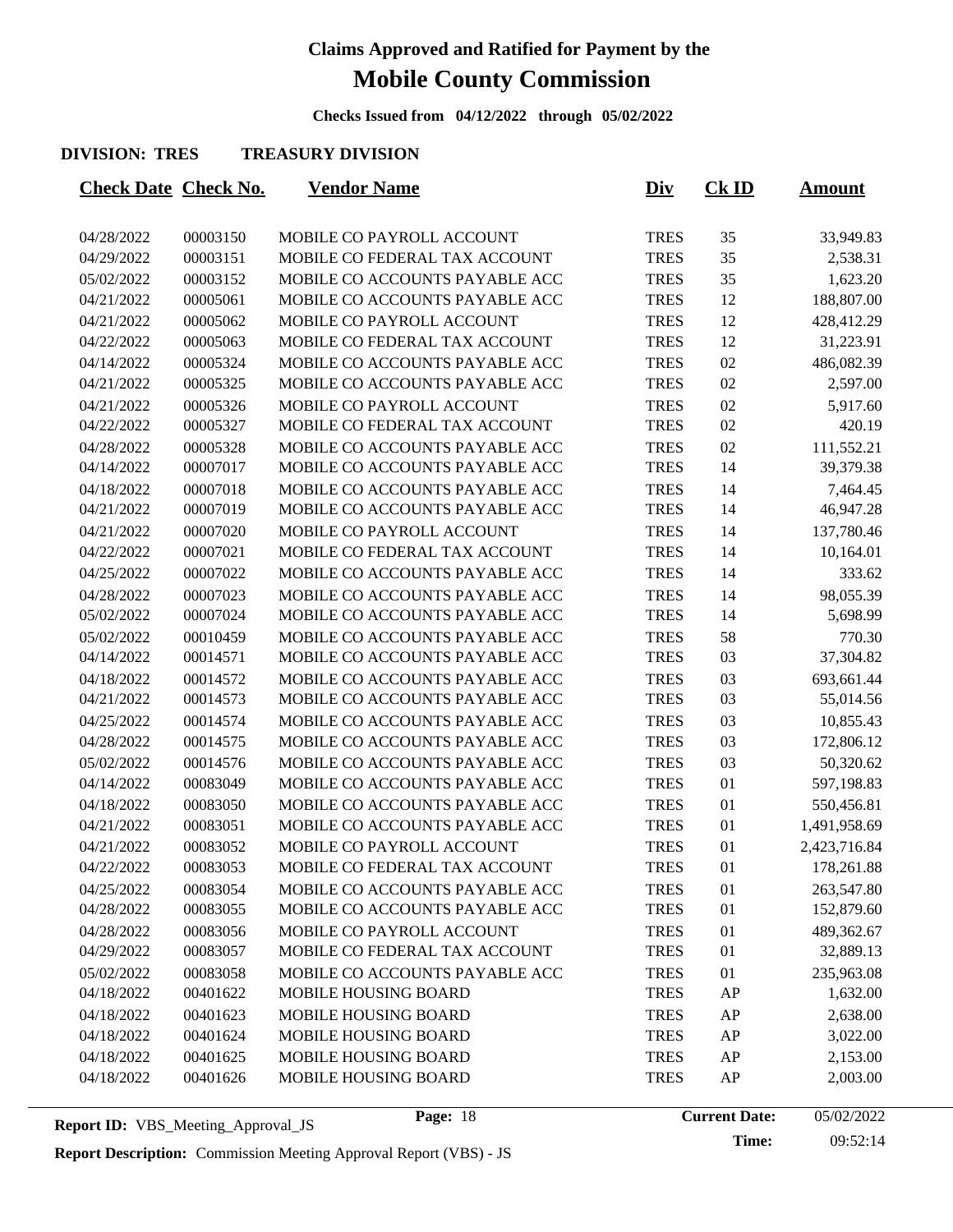# Claims Approved and Ratified for Payment by the

# Mobile County Commission

**Checks Issued from 04/12/2022 through 05/02/2022**

**DIVISION: TRES TREASURY DIVISION**

| Check Date | Check No. | Vendor Name | Div | Ck ID | Amount |
|---|---|---|---|---|---|
| 04/28/2022 | 00003150 | MOBILE CO PAYROLL ACCOUNT | TRES | 35 | 33,949.83 |
| 04/29/2022 | 00003151 | MOBILE CO FEDERAL TAX ACCOUNT | TRES | 35 | 2,538.31 |
| 05/02/2022 | 00003152 | MOBILE CO ACCOUNTS PAYABLE ACC | TRES | 35 | 1,623.20 |
| 04/21/2022 | 00005061 | MOBILE CO ACCOUNTS PAYABLE ACC | TRES | 12 | 188,807.00 |
| 04/21/2022 | 00005062 | MOBILE CO PAYROLL ACCOUNT | TRES | 12 | 428,412.29 |
| 04/22/2022 | 00005063 | MOBILE CO FEDERAL TAX ACCOUNT | TRES | 12 | 31,223.91 |
| 04/14/2022 | 00005324 | MOBILE CO ACCOUNTS PAYABLE ACC | TRES | 02 | 486,082.39 |
| 04/21/2022 | 00005325 | MOBILE CO ACCOUNTS PAYABLE ACC | TRES | 02 | 2,597.00 |
| 04/21/2022 | 00005326 | MOBILE CO PAYROLL ACCOUNT | TRES | 02 | 5,917.60 |
| 04/22/2022 | 00005327 | MOBILE CO FEDERAL TAX ACCOUNT | TRES | 02 | 420.19 |
| 04/28/2022 | 00005328 | MOBILE CO ACCOUNTS PAYABLE ACC | TRES | 02 | 111,552.21 |
| 04/14/2022 | 00007017 | MOBILE CO ACCOUNTS PAYABLE ACC | TRES | 14 | 39,379.38 |
| 04/18/2022 | 00007018 | MOBILE CO ACCOUNTS PAYABLE ACC | TRES | 14 | 7,464.45 |
| 04/21/2022 | 00007019 | MOBILE CO ACCOUNTS PAYABLE ACC | TRES | 14 | 46,947.28 |
| 04/21/2022 | 00007020 | MOBILE CO PAYROLL ACCOUNT | TRES | 14 | 137,780.46 |
| 04/22/2022 | 00007021 | MOBILE CO FEDERAL TAX ACCOUNT | TRES | 14 | 10,164.01 |
| 04/25/2022 | 00007022 | MOBILE CO ACCOUNTS PAYABLE ACC | TRES | 14 | 333.62 |
| 04/28/2022 | 00007023 | MOBILE CO ACCOUNTS PAYABLE ACC | TRES | 14 | 98,055.39 |
| 05/02/2022 | 00007024 | MOBILE CO ACCOUNTS PAYABLE ACC | TRES | 14 | 5,698.99 |
| 05/02/2022 | 00010459 | MOBILE CO ACCOUNTS PAYABLE ACC | TRES | 58 | 770.30 |
| 04/14/2022 | 00014571 | MOBILE CO ACCOUNTS PAYABLE ACC | TRES | 03 | 37,304.82 |
| 04/18/2022 | 00014572 | MOBILE CO ACCOUNTS PAYABLE ACC | TRES | 03 | 693,661.44 |
| 04/21/2022 | 00014573 | MOBILE CO ACCOUNTS PAYABLE ACC | TRES | 03 | 55,014.56 |
| 04/25/2022 | 00014574 | MOBILE CO ACCOUNTS PAYABLE ACC | TRES | 03 | 10,855.43 |
| 04/28/2022 | 00014575 | MOBILE CO ACCOUNTS PAYABLE ACC | TRES | 03 | 172,806.12 |
| 05/02/2022 | 00014576 | MOBILE CO ACCOUNTS PAYABLE ACC | TRES | 03 | 50,320.62 |
| 04/14/2022 | 00083049 | MOBILE CO ACCOUNTS PAYABLE ACC | TRES | 01 | 597,198.83 |
| 04/18/2022 | 00083050 | MOBILE CO ACCOUNTS PAYABLE ACC | TRES | 01 | 550,456.81 |
| 04/21/2022 | 00083051 | MOBILE CO ACCOUNTS PAYABLE ACC | TRES | 01 | 1,491,958.69 |
| 04/21/2022 | 00083052 | MOBILE CO PAYROLL ACCOUNT | TRES | 01 | 2,423,716.84 |
| 04/22/2022 | 00083053 | MOBILE CO FEDERAL TAX ACCOUNT | TRES | 01 | 178,261.88 |
| 04/25/2022 | 00083054 | MOBILE CO ACCOUNTS PAYABLE ACC | TRES | 01 | 263,547.80 |
| 04/28/2022 | 00083055 | MOBILE CO ACCOUNTS PAYABLE ACC | TRES | 01 | 152,879.60 |
| 04/28/2022 | 00083056 | MOBILE CO PAYROLL ACCOUNT | TRES | 01 | 489,362.67 |
| 04/29/2022 | 00083057 | MOBILE CO FEDERAL TAX ACCOUNT | TRES | 01 | 32,889.13 |
| 05/02/2022 | 00083058 | MOBILE CO ACCOUNTS PAYABLE ACC | TRES | 01 | 235,963.08 |
| 04/18/2022 | 00401622 | MOBILE HOUSING BOARD | TRES | AP | 1,632.00 |
| 04/18/2022 | 00401623 | MOBILE HOUSING BOARD | TRES | AP | 2,638.00 |
| 04/18/2022 | 00401624 | MOBILE HOUSING BOARD | TRES | AP | 3,022.00 |
| 04/18/2022 | 00401625 | MOBILE HOUSING BOARD | TRES | AP | 2,153.00 |
| 04/18/2022 | 00401626 | MOBILE HOUSING BOARD | TRES | AP | 2,003.00 |

**Report ID:** VBS_Meeting_Approval_JS

**Current Date:** 05/02/2022 **Time:** 09:52:14

**Report Description:** Commission Meeting Approval Report (VBS) - JS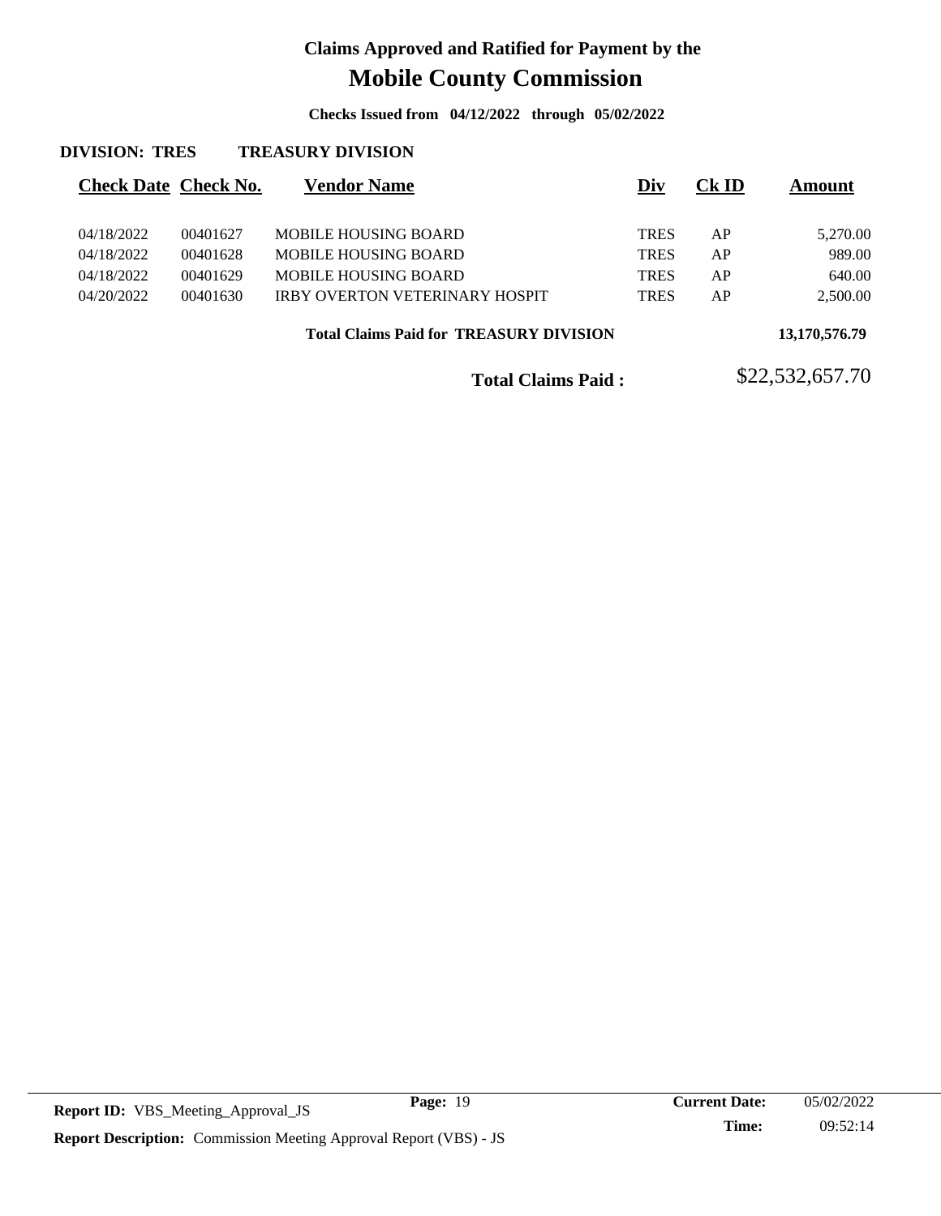# Claims Approved and Ratified for Payment by the

# Mobile County Commission

**Checks Issued from 04/12/2022 through 05/02/2022**

**DIVISION: TRES TREASURY DIVISION**

| Check Date | Check No. | Vendor Name | Div | Ck ID | Amount |
|---|---|---|---|---|---|
| 04/18/2022 | 00401627 | MOBILE HOUSING BOARD | TRES | AP | 5,270.00 |
| 04/18/2022 | 00401628 | MOBILE HOUSING BOARD | TRES | AP | 989.00 |
| 04/18/2022 | 00401629 | MOBILE HOUSING BOARD | TRES | AP | 640.00 |
| 04/20/2022 | 00401630 | IRBY OVERTON VETERINARY HOSPIT | TRES | AP | 2,500.00 |

**Total Claims Paid for TREASURY DIVISION** **13,170,576.79**

**Total Claims Paid :** $22,532,657.70

**Report ID:** VBS_Meeting_Approval_JS

**Report Description:** Commission Meeting Approval Report (VBS) - JS

**Current Date:** 05/02/2022

**Time:** 09:52:14